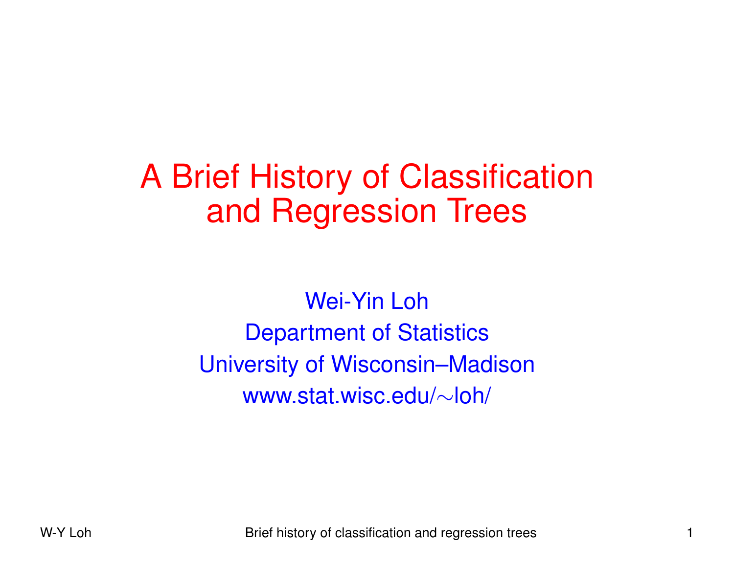# A Brief History of Classification and Regression Trees

Wei-Yin Loh

Department of Statistics

University of Wisconsin–Madison

www.stat.wisc.edu/∼loh/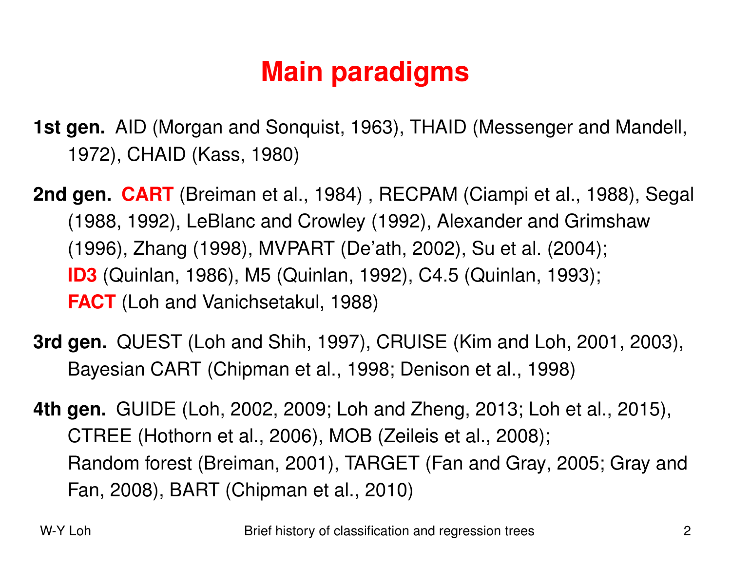# Main paradigms

**1st gen.** AID (Morgan and Sonquist, 1963), THAID (Messenger and Mandell, 1972), CHAID (Kass, 1980)

**2nd gen.** **CART** (Breiman et al., 1984) , RECPAM (Ciampi et al., 1988), Segal (1988, 1992), LeBlanc and Crowley (1992), Alexander and Grimshaw (1996), Zhang (1998), MVPART (De'ath, 2002), Su et al. (2004);
**ID3** (Quinlan, 1986), M5 (Quinlan, 1992), C4.5 (Quinlan, 1993);
**FACT** (Loh and Vanichsetakul, 1988)

**3rd gen.** QUEST (Loh and Shih, 1997), CRUISE (Kim and Loh, 2001, 2003), Bayesian CART (Chipman et al., 1998; Denison et al., 1998)

**4th gen.** GUIDE (Loh, 2002, 2009; Loh and Zheng, 2013; Loh et al., 2015), CTREE (Hothorn et al., 2006), MOB (Zeileis et al., 2008);
Random forest (Breiman, 2001), TARGET (Fan and Gray, 2005; Gray and Fan, 2008), BART (Chipman et al., 2010)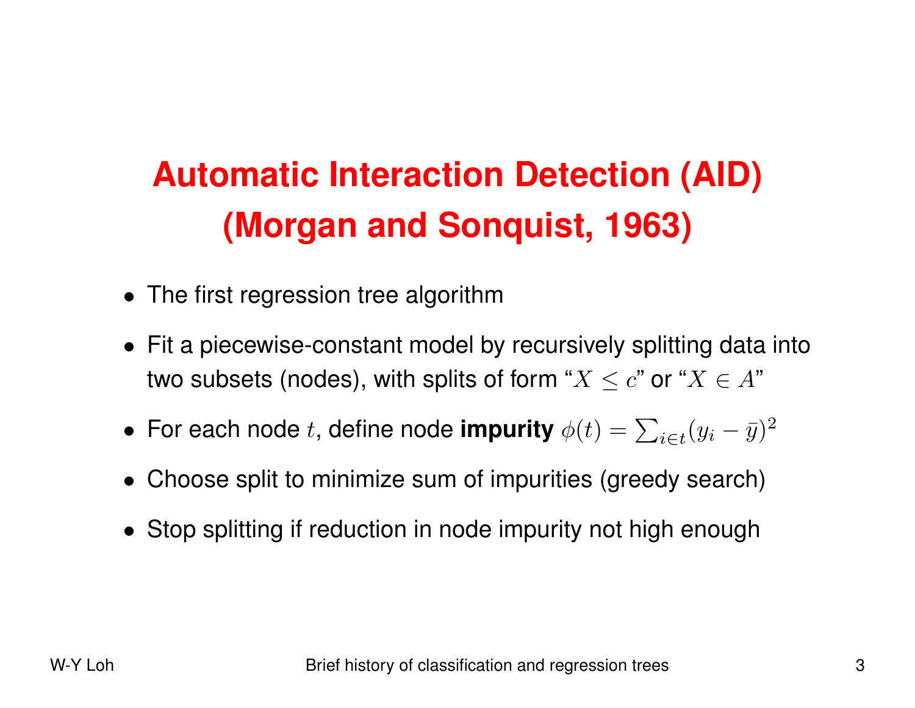# Automatic Interaction Detection (AID) (Morgan and Sonquist, 1963)

- The first regression tree algorithm
- Fit a piecewise-constant model by recursively splitting data into two subsets (nodes), with splits of form "$X \leq c$" or "$X \in A$"
- For each node $t$, define node **impurity** $\phi(t) = \sum_{i \in t} (y_i - \bar{y})^2$
- Choose split to minimize sum of impurities (greedy search)
- Stop splitting if reduction in node impurity not high enough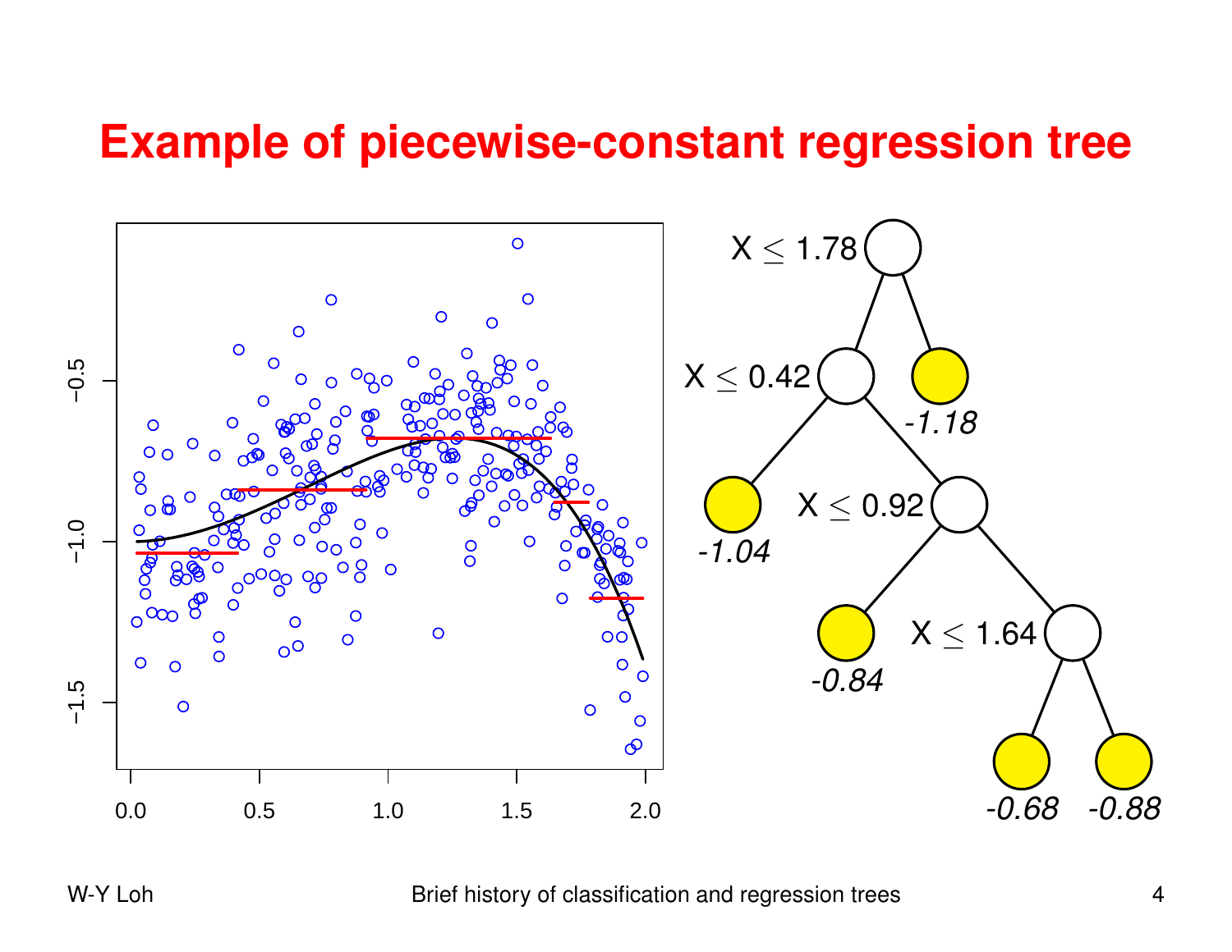# Example of piecewise-constant regression tree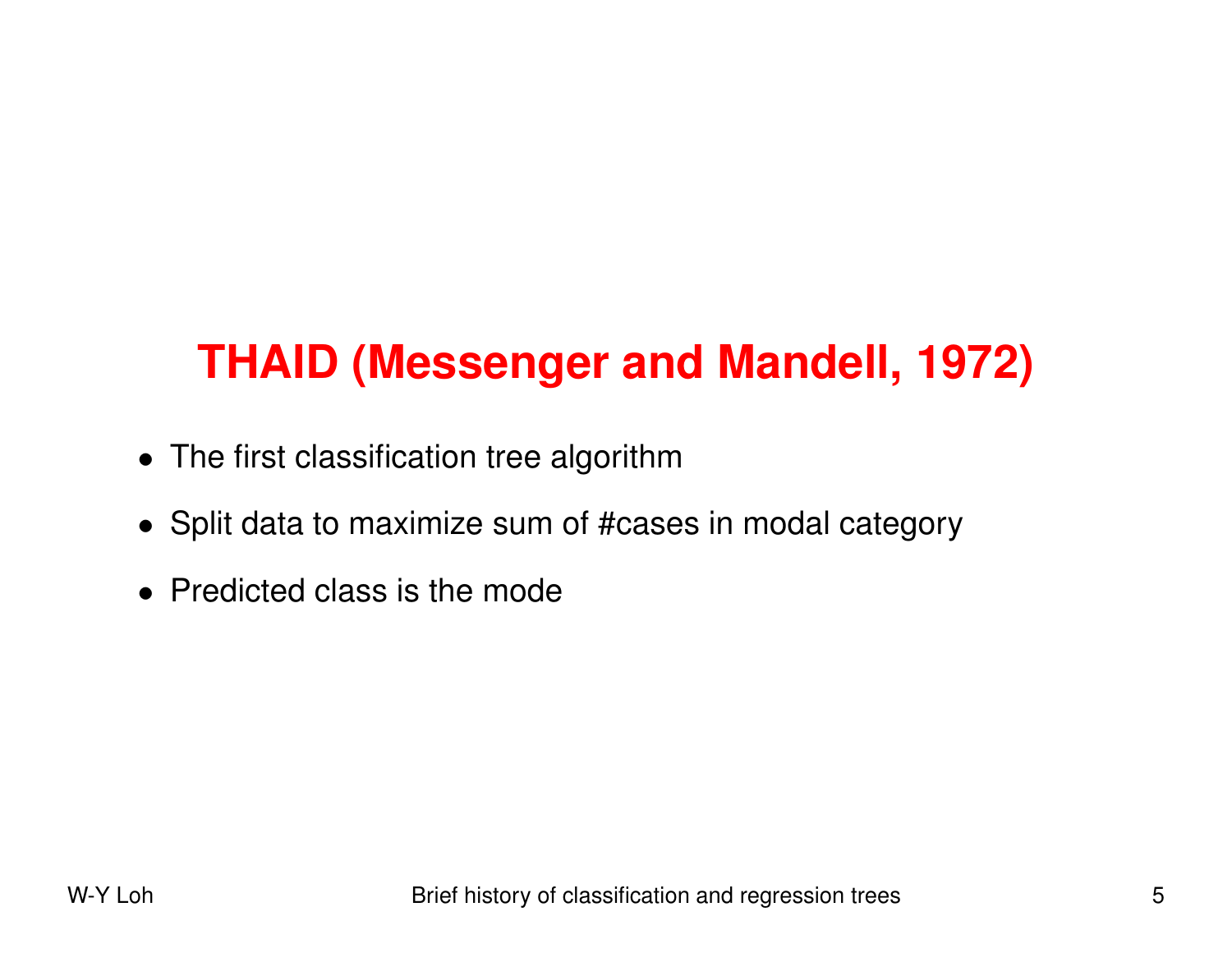# THAID (Messenger and Mandell, 1972)

- The first classification tree algorithm
- Split data to maximize sum of #cases in modal category
- Predicted class is the mode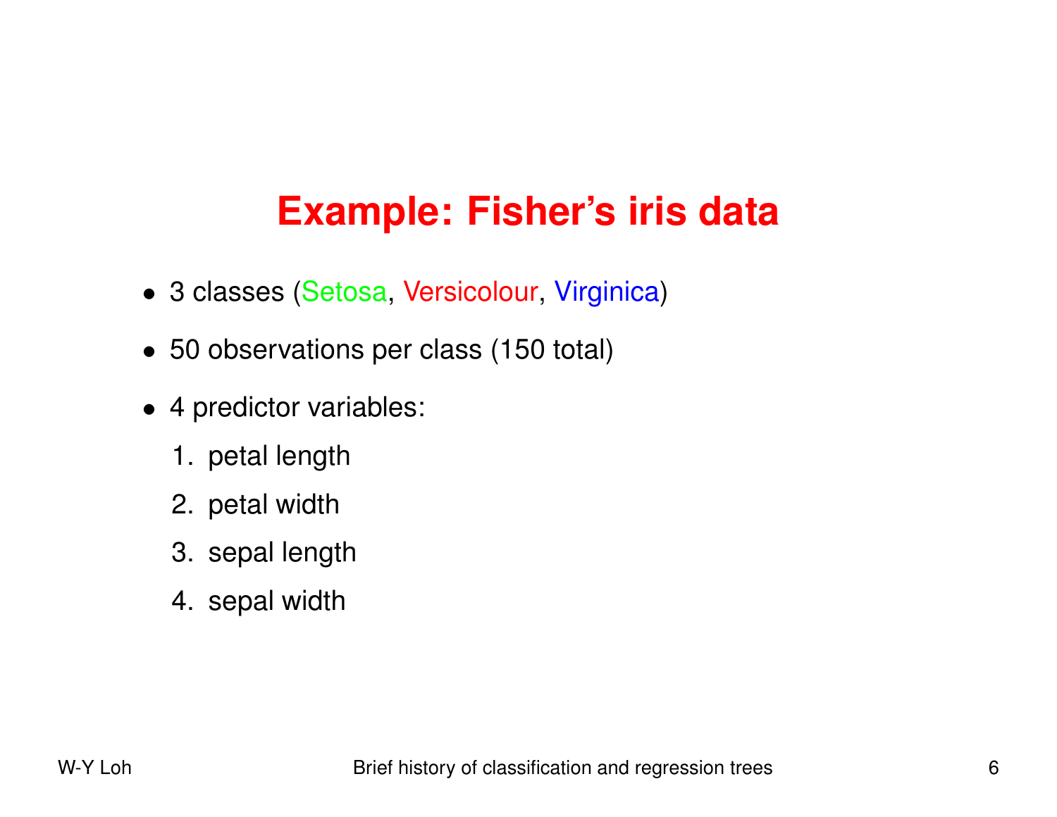# Example: Fisher's iris data

- 3 classes (Setosa, Versicolour, Virginica)
- 50 observations per class (150 total)
- 4 predictor variables:
  1. petal length
  2. petal width
  3. sepal length
  4. sepal width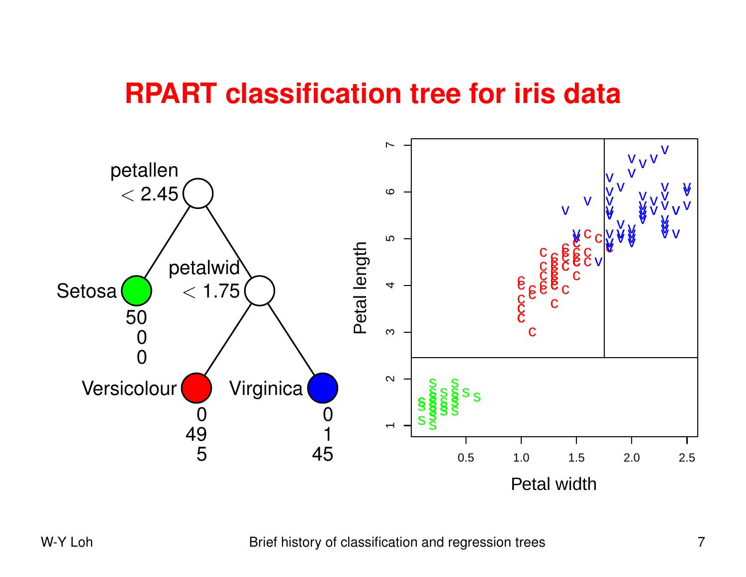# RPART classification tree for iris data

petallen $< 2.45$

Setosa: 50, 0, 0

petalwid $< 1.75$

Versicolour: 0, 49, 5

Virginica: 0, 1, 45

Petal length

Petal width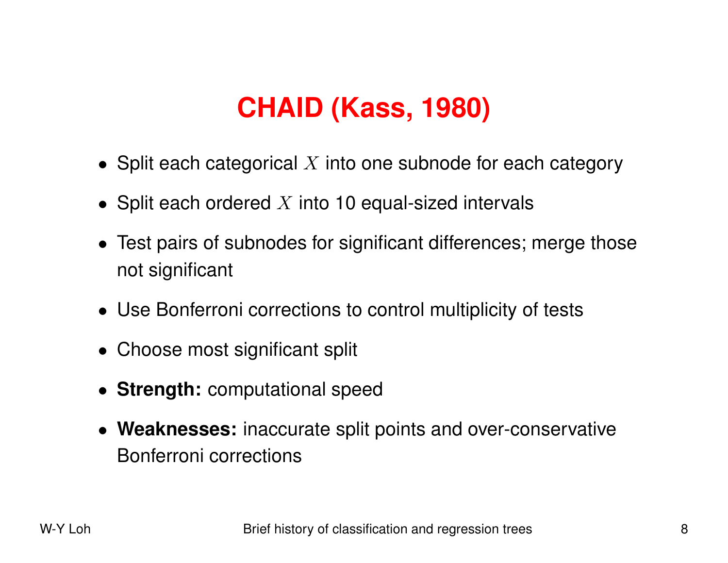# CHAID (Kass, 1980)

- Split each categorical $X$ into one subnode for each category
- Split each ordered $X$ into 10 equal-sized intervals
- Test pairs of subnodes for significant differences; merge those not significant
- Use Bonferroni corrections to control multiplicity of tests
- Choose most significant split
- **Strength:** computational speed
- **Weaknesses:** inaccurate split points and over-conservative Bonferroni corrections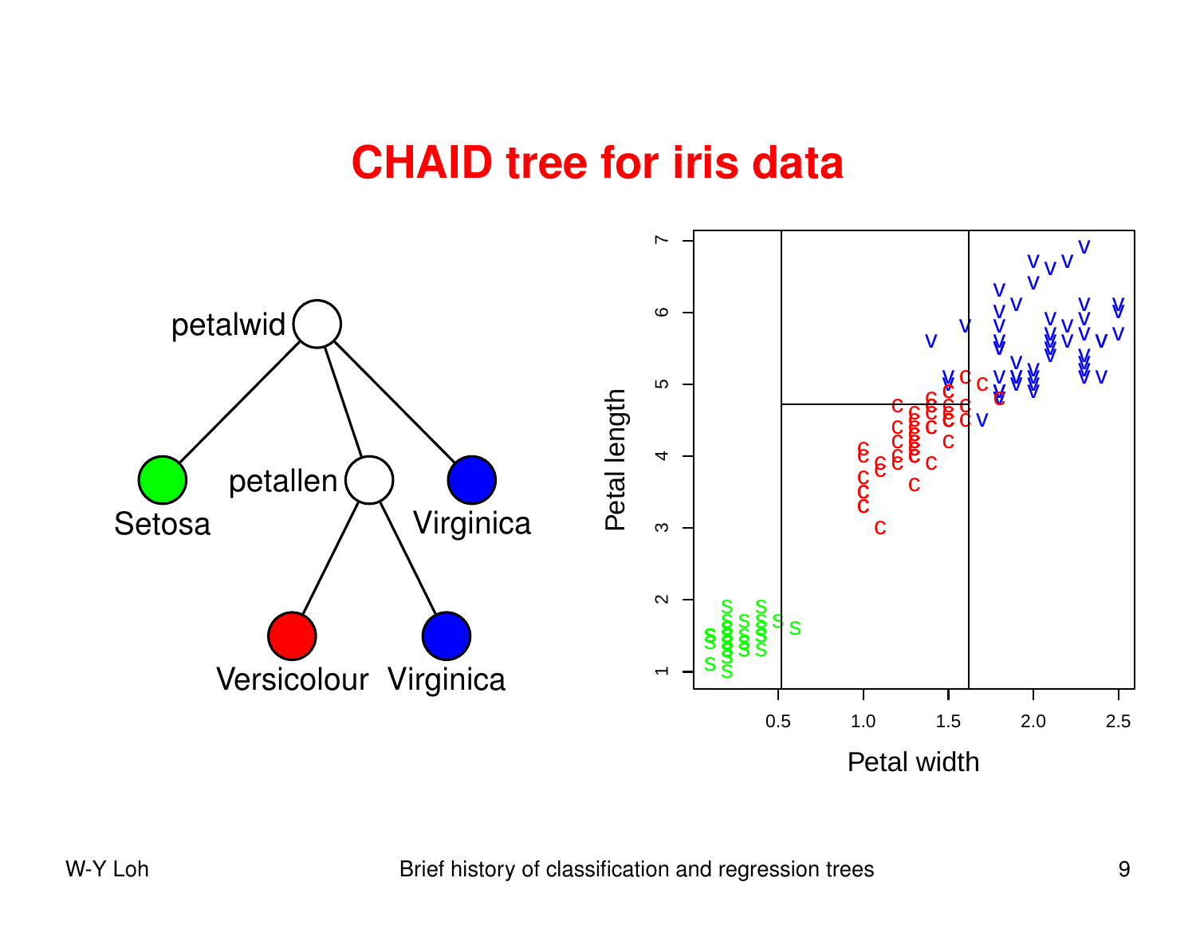# CHAID tree for iris data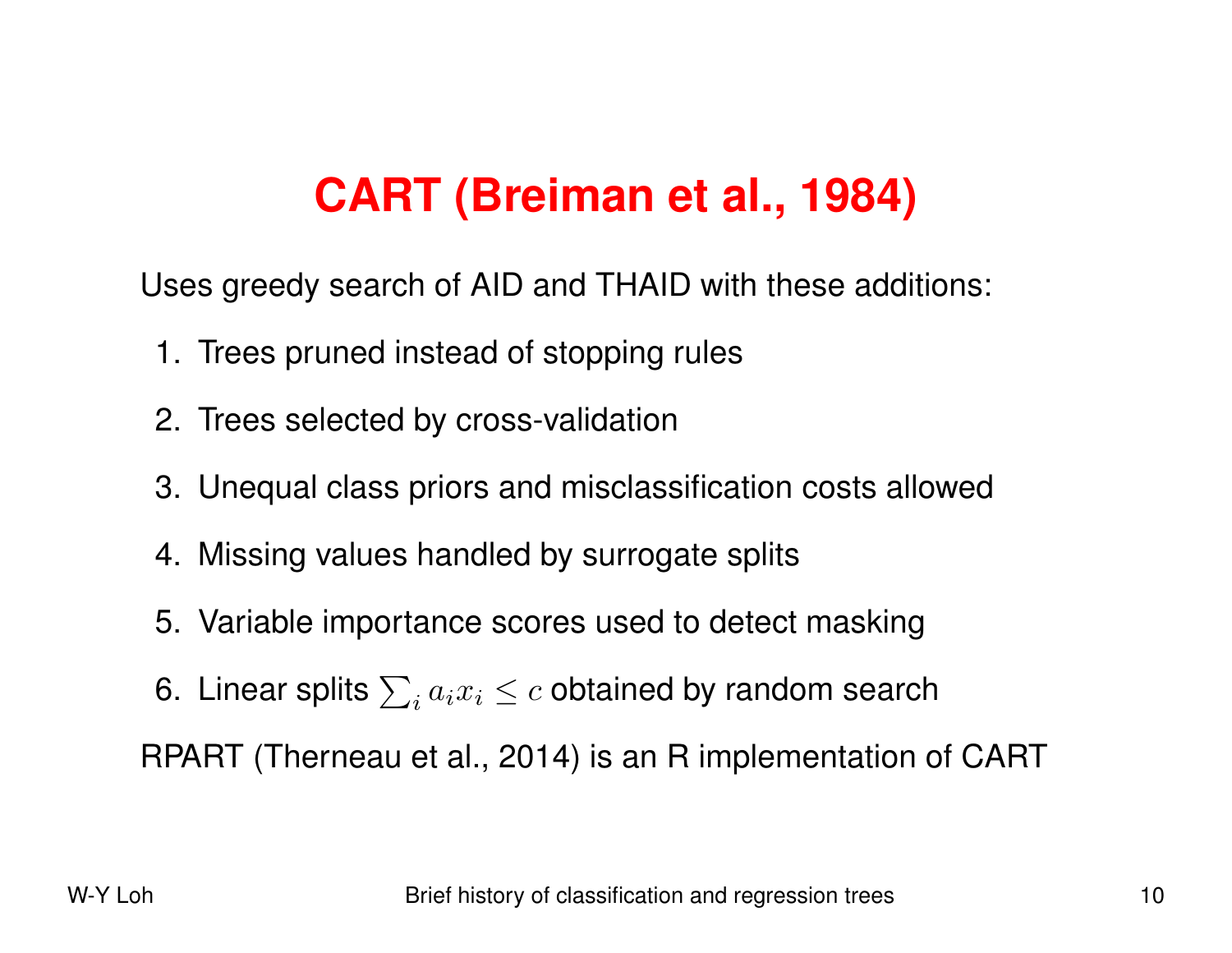# CART (Breiman et al., 1984)

Uses greedy search of AID and THAID with these additions:

1. Trees pruned instead of stopping rules
2. Trees selected by cross-validation
3. Unequal class priors and misclassification costs allowed
4. Missing values handled by surrogate splits
5. Variable importance scores used to detect masking
6. Linear splits $\sum_i a_i x_i \leq c$ obtained by random search

RPART (Therneau et al., 2014) is an R implementation of CART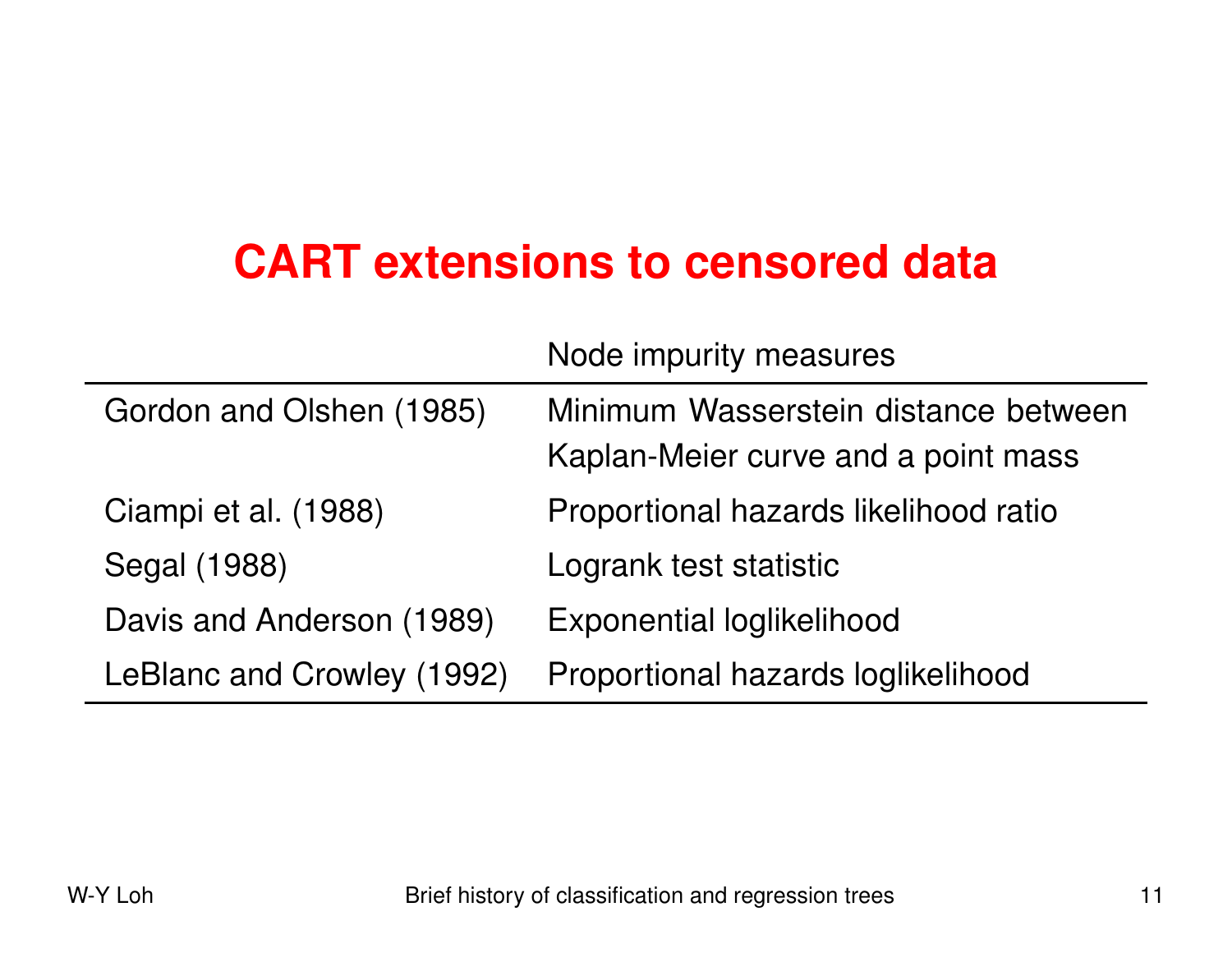# CART extensions to censored data

| | Node impurity measures |
|---|---|
| Gordon and Olshen (1985) | Minimum Wasserstein distance between Kaplan-Meier curve and a point mass |
| Ciampi et al. (1988) | Proportional hazards likelihood ratio |
| Segal (1988) | Logrank test statistic |
| Davis and Anderson (1989) | Exponential loglikelihood |
| LeBlanc and Crowley (1992) | Proportional hazards loglikelihood |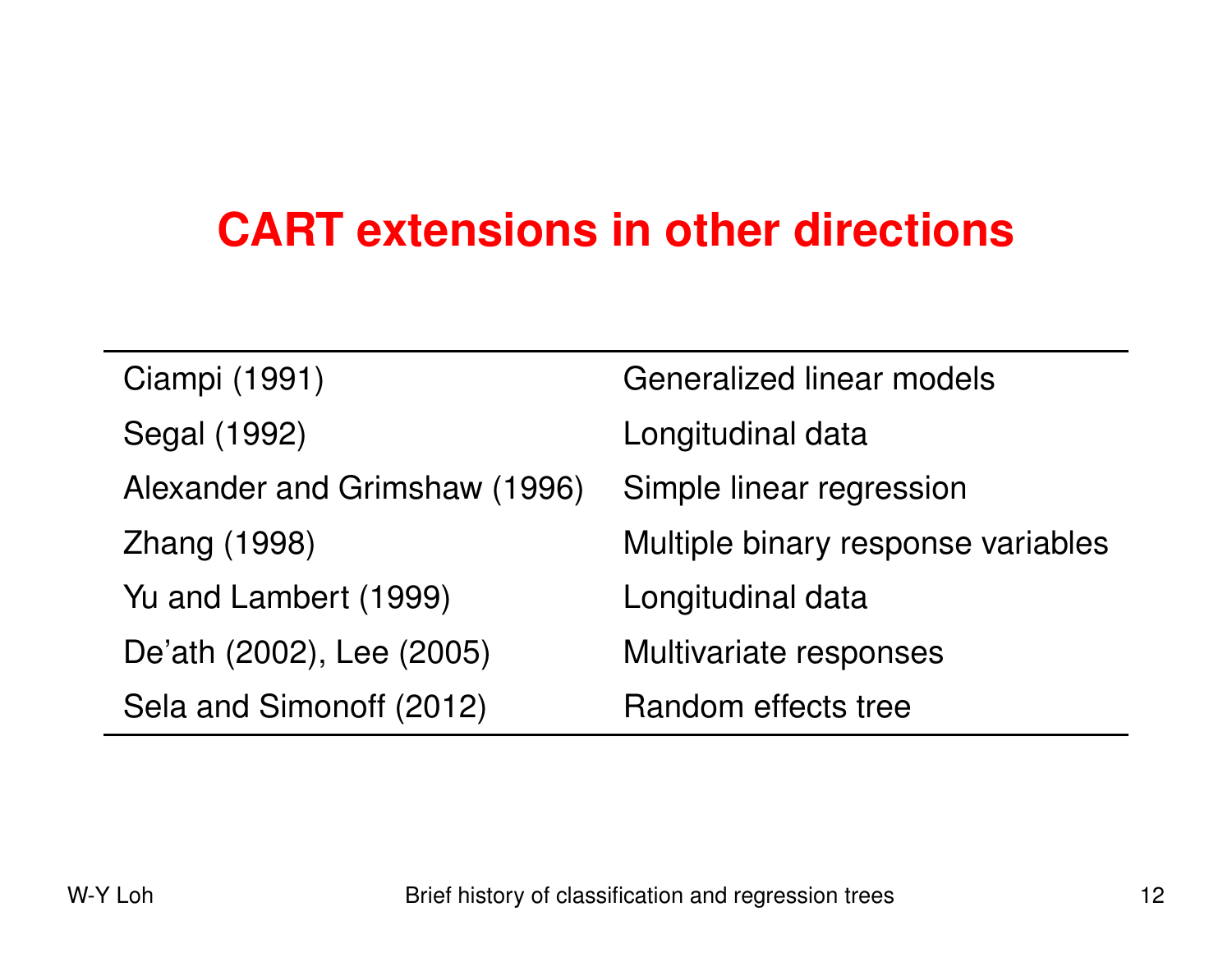# CART extensions in other directions

| | |
|---|---|
| Ciampi (1991) | Generalized linear models |
| Segal (1992) | Longitudinal data |
| Alexander and Grimshaw (1996) | Simple linear regression |
| Zhang (1998) | Multiple binary response variables |
| Yu and Lambert (1999) | Longitudinal data |
| De’ath (2002), Lee (2005) | Multivariate responses |
| Sela and Simonoff (2012) | Random effects tree |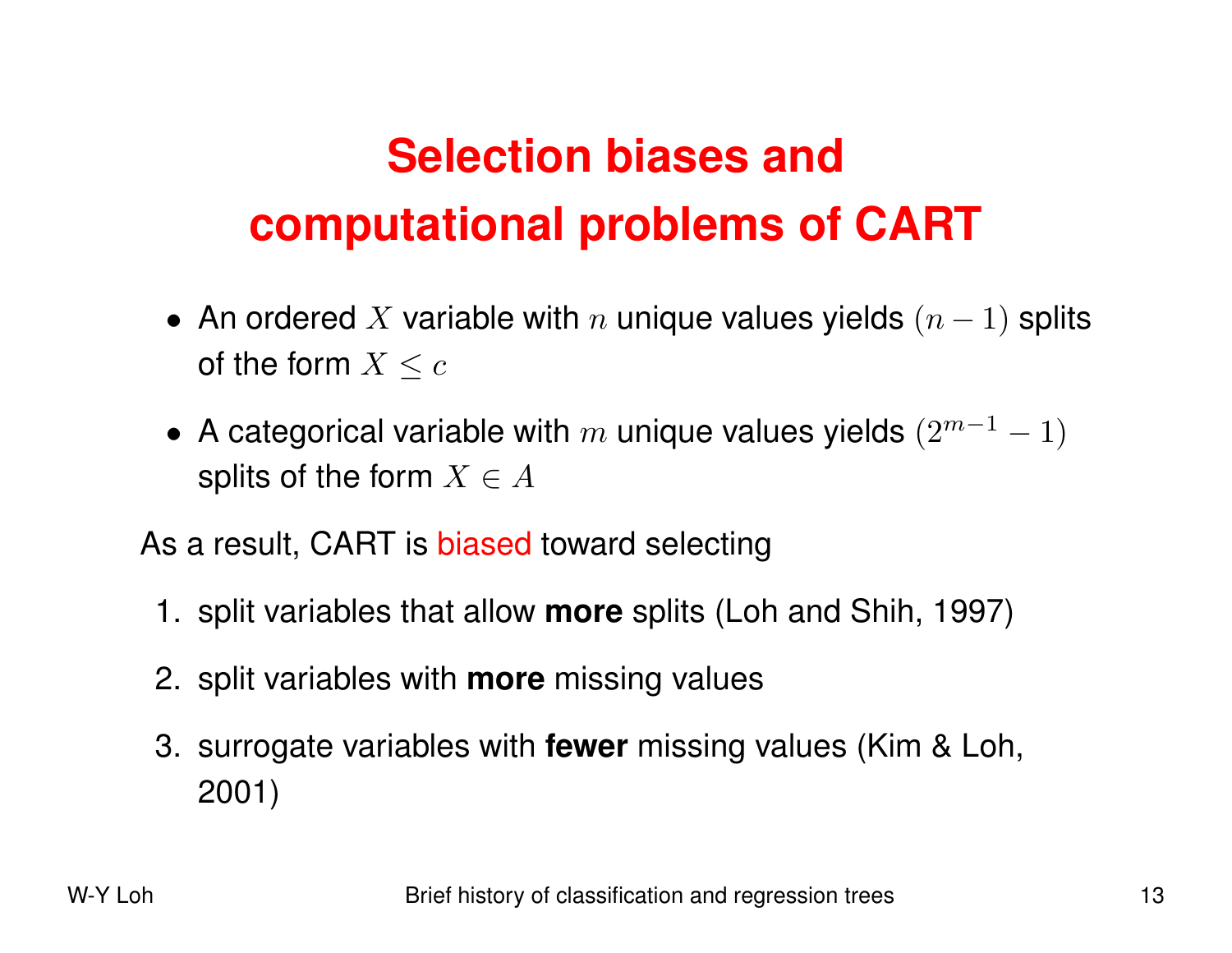# Selection biases and computational problems of CART

- An ordered $X$ variable with $n$ unique values yields $(n-1)$ splits of the form $X \leq c$
- A categorical variable with $m$ unique values yields $(2^{m-1}-1)$ splits of the form $X \in A$

As a result, CART is biased toward selecting

1. split variables that allow **more** splits (Loh and Shih, 1997)
2. split variables with **more** missing values
3. surrogate variables with **fewer** missing values (Kim & Loh, 2001)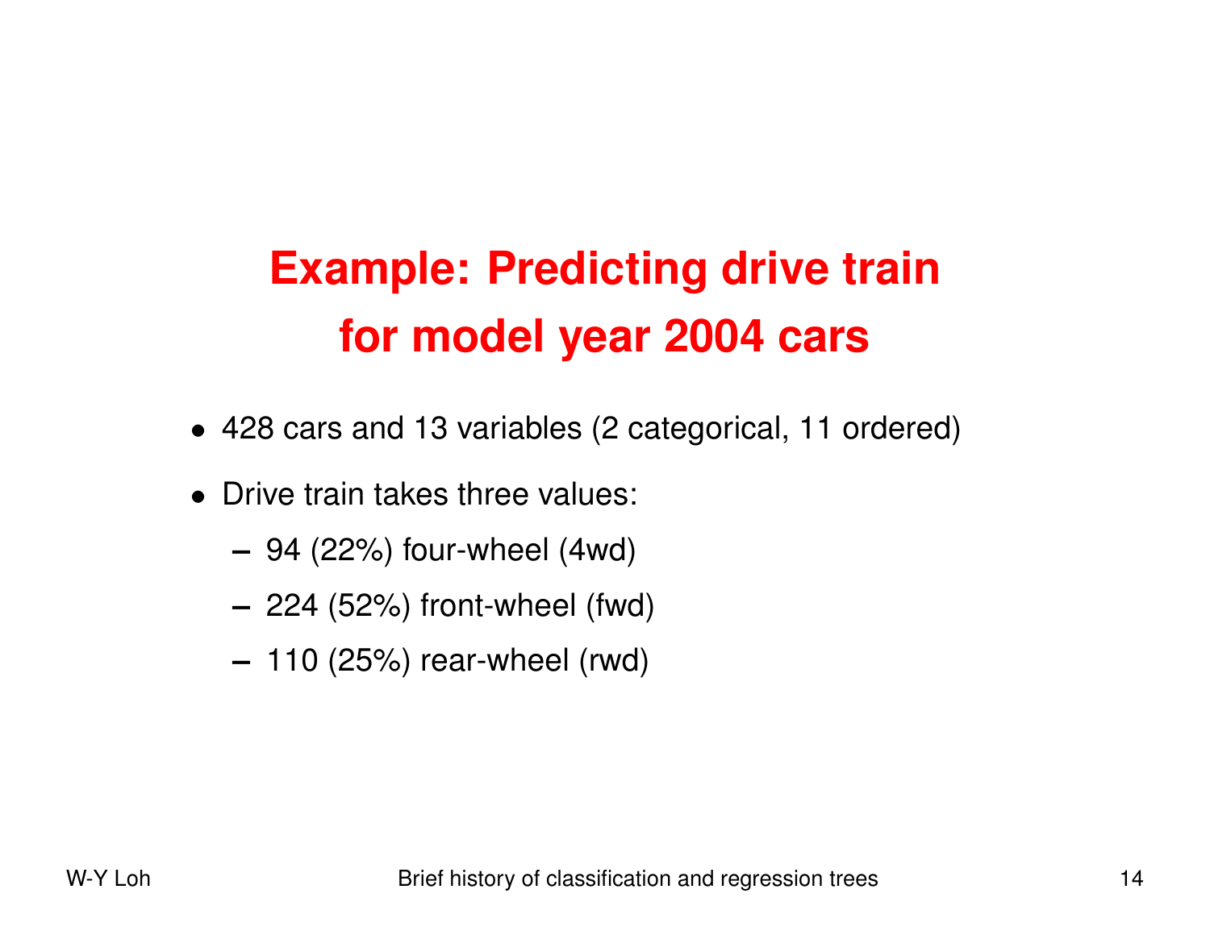# Example: Predicting drive train for model year 2004 cars

- 428 cars and 13 variables (2 categorical, 11 ordered)
- Drive train takes three values:
  - 94 (22%) four-wheel (4wd)
  - 224 (52%) front-wheel (fwd)
  - 110 (25%) rear-wheel (rwd)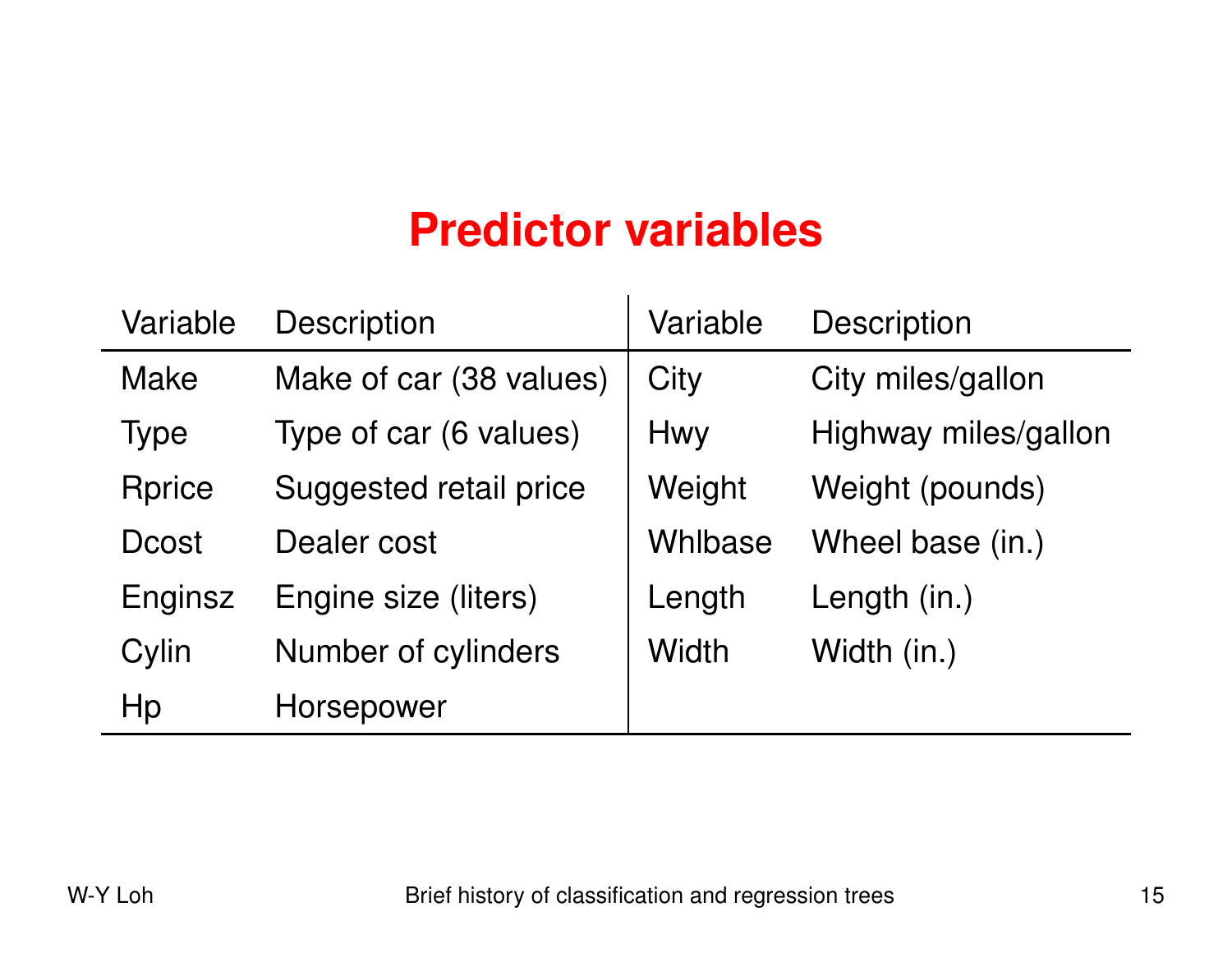# Predictor variables

| Variable | Description | Variable | Description |
|---|---|---|---|
| Make | Make of car (38 values) | City | City miles/gallon |
| Type | Type of car (6 values) | Hwy | Highway miles/gallon |
| Rprice | Suggested retail price | Weight | Weight (pounds) |
| Dcost | Dealer cost | Whlbase | Wheel base (in.) |
| Enginsz | Engine size (liters) | Length | Length (in.) |
| Cylin | Number of cylinders | Width | Width (in.) |
| Hp | Horsepower | | |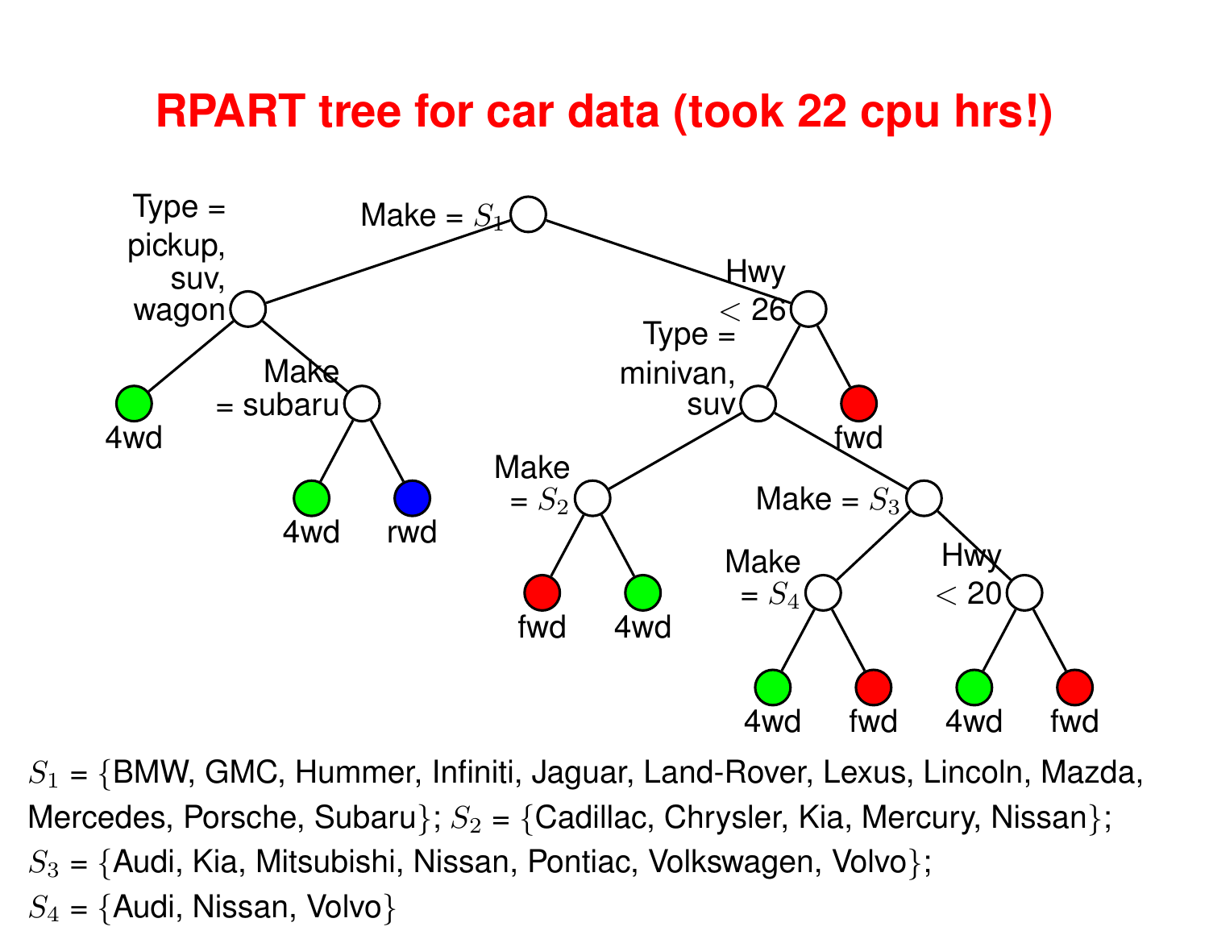# RPART tree for car data (took 22 cpu hrs!)

- Make = $S_1$
  - Type = pickup, suv, wagon
    - 4wd
    - Make = subaru
      - 4wd
      - rwd
  - Hwy < 26
    - Type = minivan, suv
      - Make = $S_2$
        - fwd
        - 4wd
      - Make = $S_3$
        - Make = $S_4$
          - 4wd
          - fwd
        - Hwy < 20
          - 4wd
          - fwd
    - fwd

$S_1$ = {BMW, GMC, Hummer, Infiniti, Jaguar, Land-Rover, Lexus, Lincoln, Mazda, Mercedes, Porsche, Subaru}; $S_2$ = {Cadillac, Chrysler, Kia, Mercury, Nissan}; $S_3$ = {Audi, Kia, Mitsubishi, Nissan, Pontiac, Volkswagen, Volvo}; $S_4$ = {Audi, Nissan, Volvo}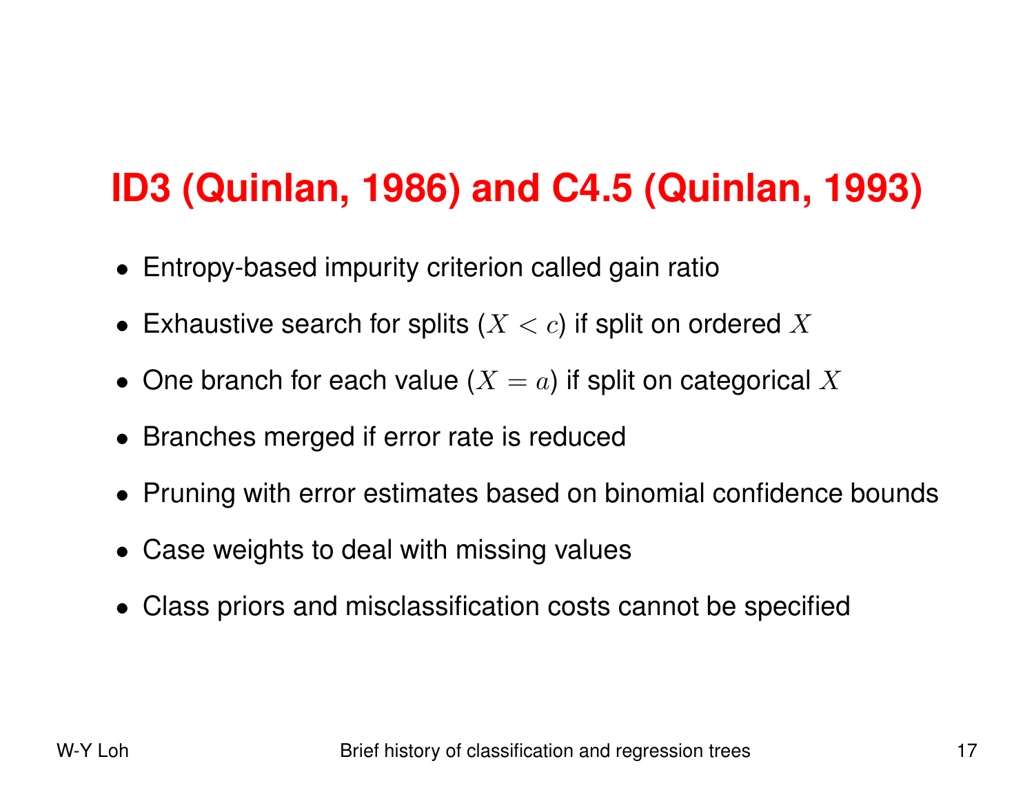# ID3 (Quinlan, 1986) and C4.5 (Quinlan, 1993)

- Entropy-based impurity criterion called gain ratio
- Exhaustive search for splits ($X < c$) if split on ordered $X$
- One branch for each value ($X = a$) if split on categorical $X$
- Branches merged if error rate is reduced
- Pruning with error estimates based on binomial confidence bounds
- Case weights to deal with missing values
- Class priors and misclassification costs cannot be specified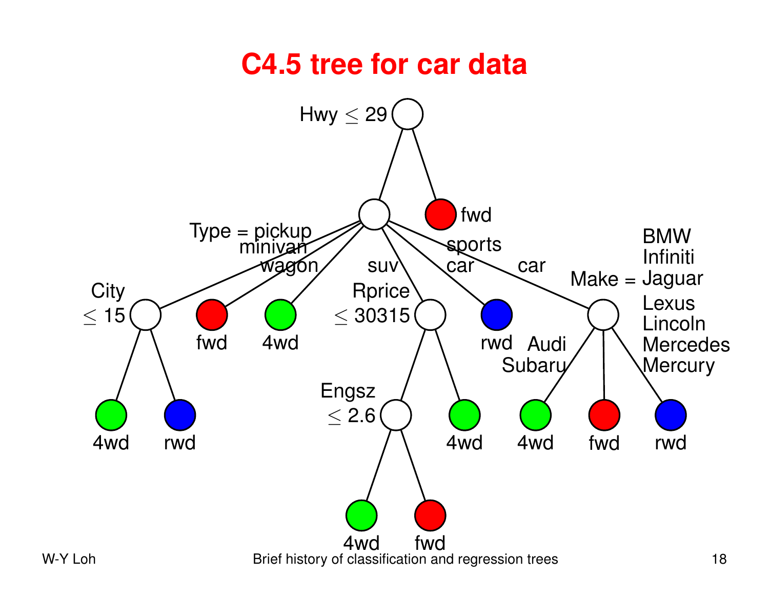# C4.5 tree for car data

Hwy $\leq$ 29

- fwd
- Type = pickup
  - City $\leq$ 15
    - 4wd
    - rwd
- minivan
  - fwd
- wagon
  - 4wd
- suv
  - Rprice $\leq$ 30315
    - Engsz $\leq$ 2.6
      - 4wd
      - fwd
    - 4wd
- sports car
  - rwd
- car
  - Make = Audi Subaru
    - 4wd
  - fwd
  - BMW Infiniti Jaguar Lexus Lincoln Mercedes Mercury
    - rwd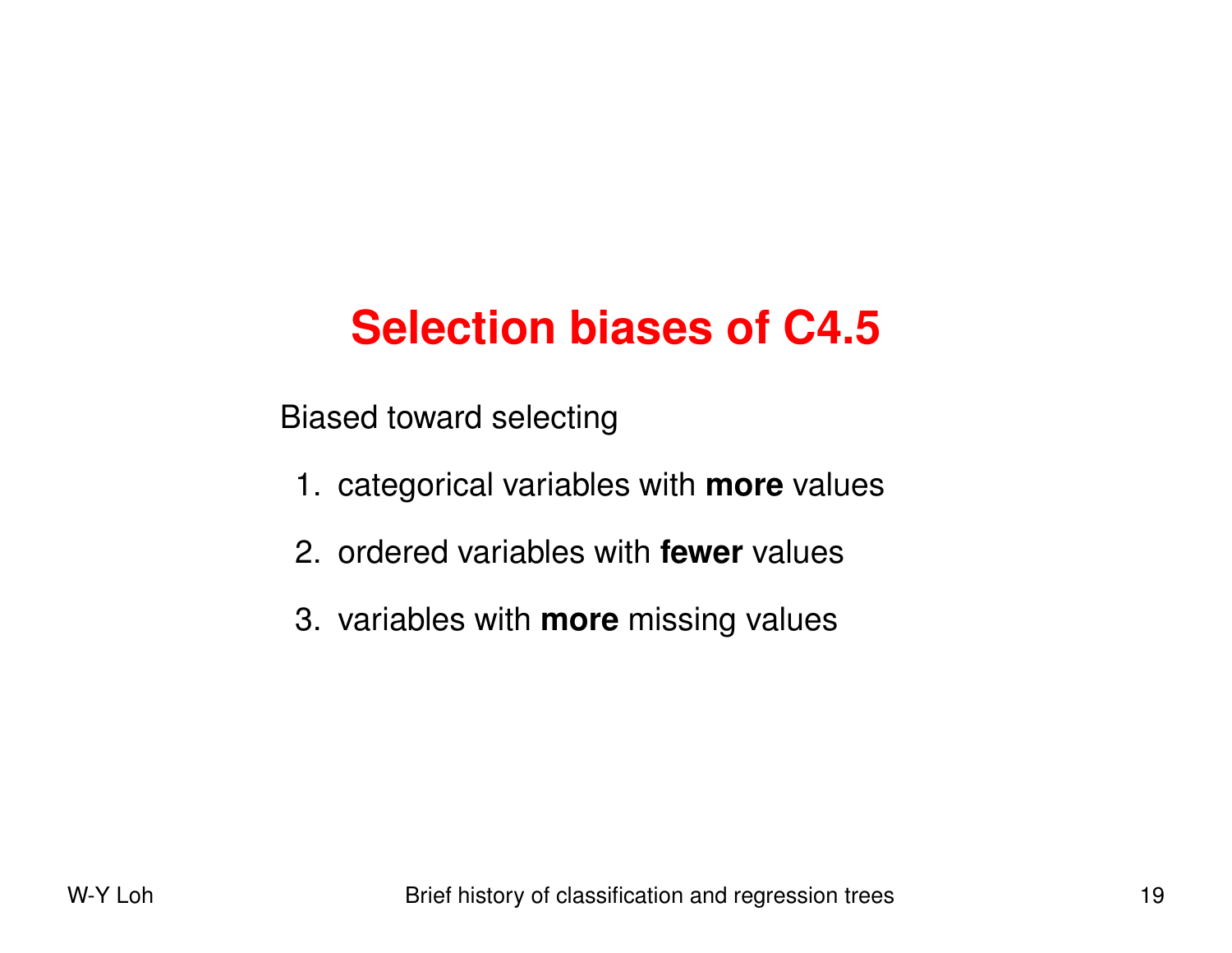# Selection biases of C4.5

Biased toward selecting

1. categorical variables with **more** values
2. ordered variables with **fewer** values
3. variables with **more** missing values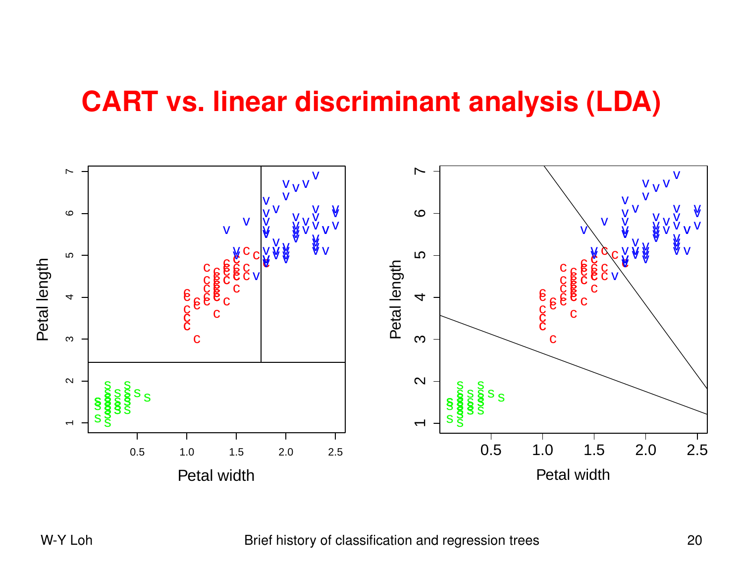# CART vs. linear discriminant analysis (LDA)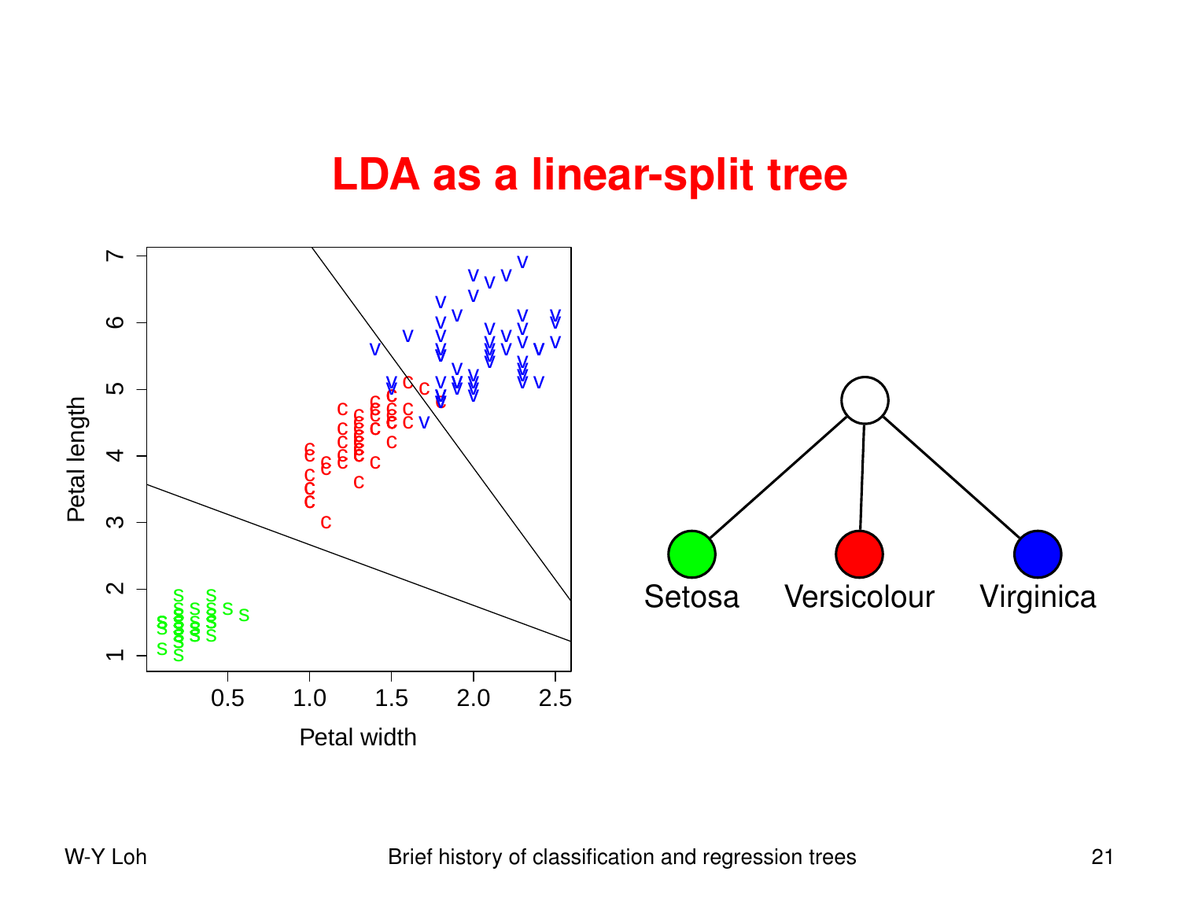# LDA as a linear-split tree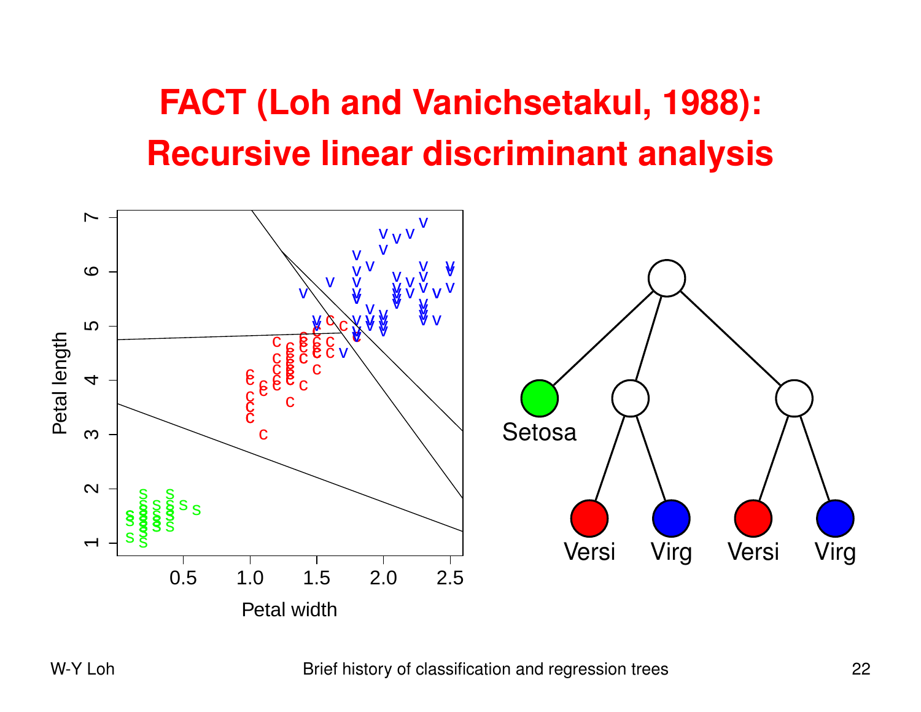# FACT (Loh and Vanichsetakul, 1988): Recursive linear discriminant analysis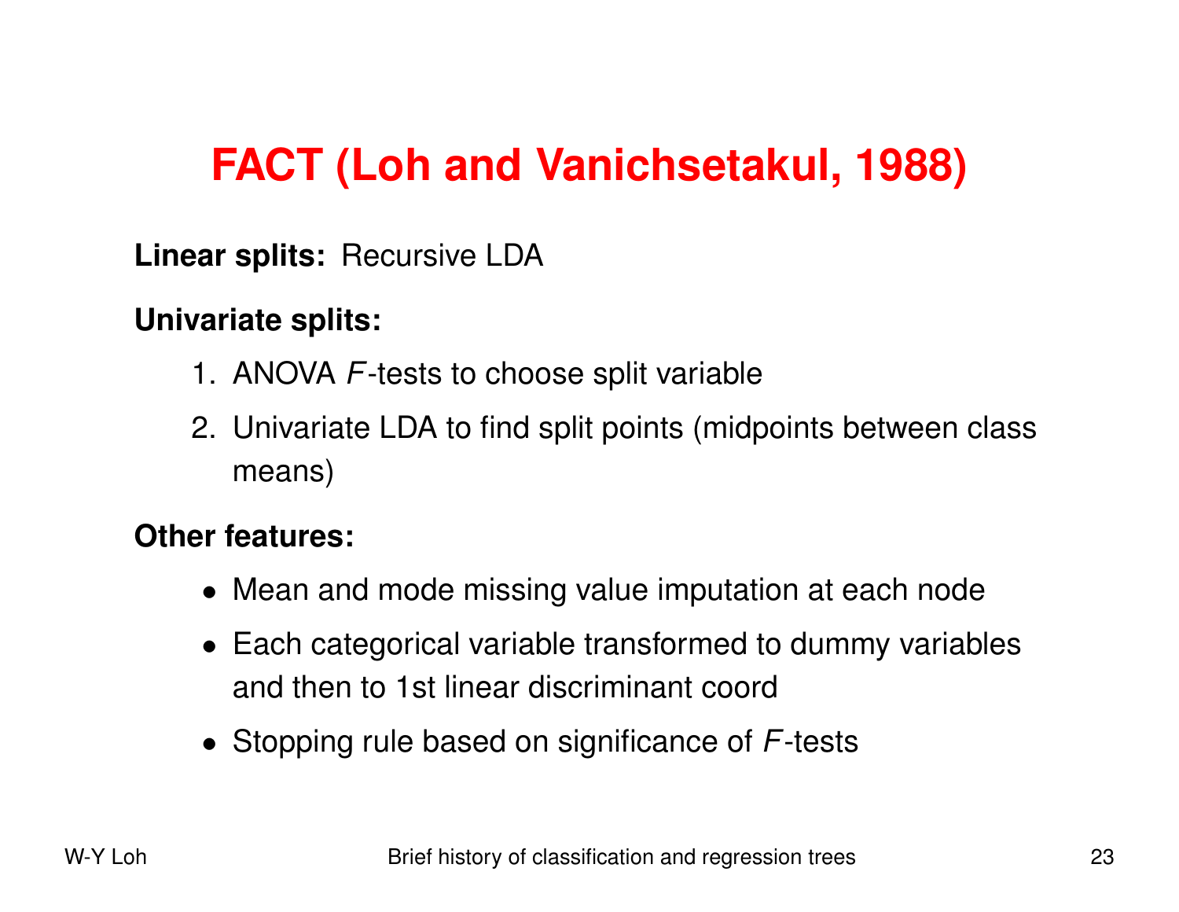# FACT (Loh and Vanichsetakul, 1988)

**Linear splits:** Recursive LDA

**Univariate splits:**

1. ANOVA $F$-tests to choose split variable
2. Univariate LDA to find split points (midpoints between class means)

**Other features:**

- Mean and mode missing value imputation at each node
- Each categorical variable transformed to dummy variables and then to 1st linear discriminant coord
- Stopping rule based on significance of $F$-tests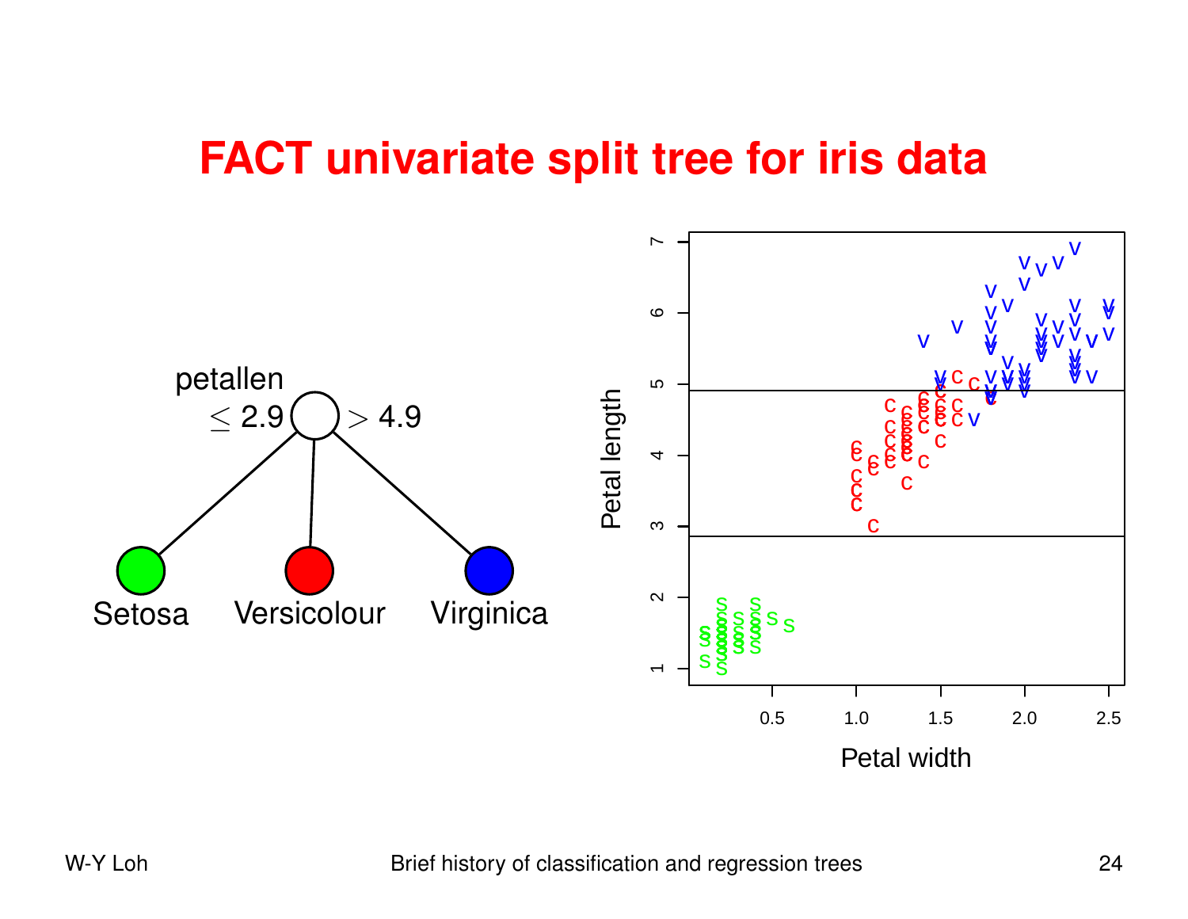# FACT univariate split tree for iris data

petallen

$\leq 2.9$ $> 4.9$

Setosa Versicolour Virginica

Petal length

Petal width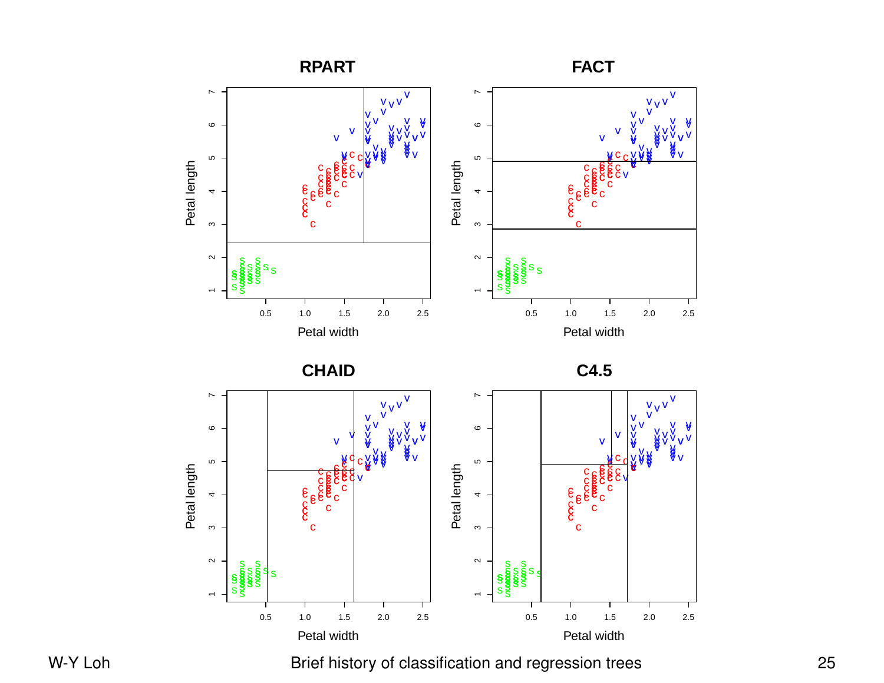### RPART

### FACT

### CHAID

### C4.5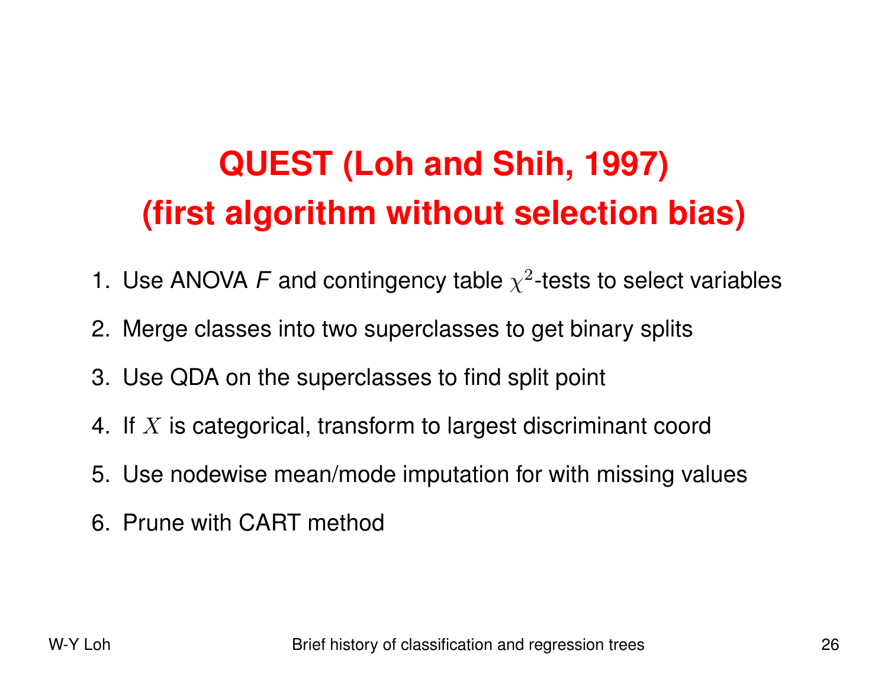# QUEST (Loh and Shih, 1997)
# (first algorithm without selection bias)

1. Use ANOVA *F* and contingency table $\chi^2$-tests to select variables
2. Merge classes into two superclasses to get binary splits
3. Use QDA on the superclasses to find split point
4. If $X$ is categorical, transform to largest discriminant coord
5. Use nodewise mean/mode imputation for with missing values
6. Prune with CART method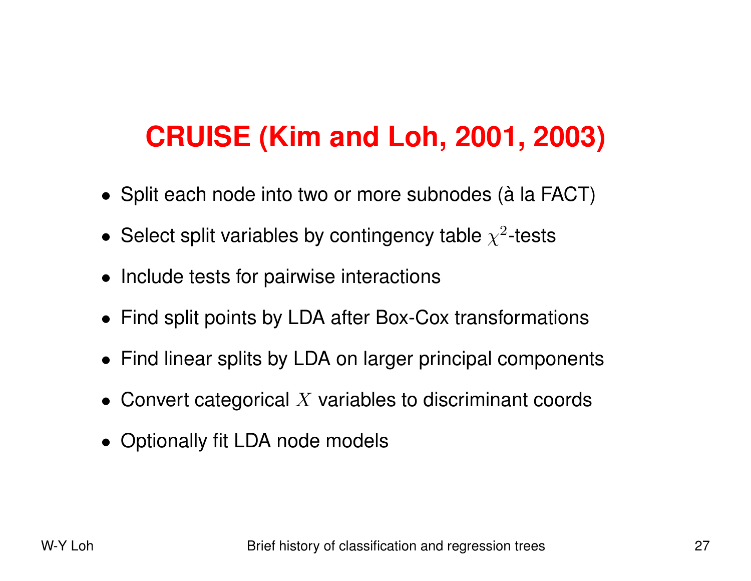# CRUISE (Kim and Loh, 2001, 2003)

- Split each node into two or more subnodes (à la FACT)
- Select split variables by contingency table $\chi^2$-tests
- Include tests for pairwise interactions
- Find split points by LDA after Box-Cox transformations
- Find linear splits by LDA on larger principal components
- Convert categorical $X$ variables to discriminant coords
- Optionally fit LDA node models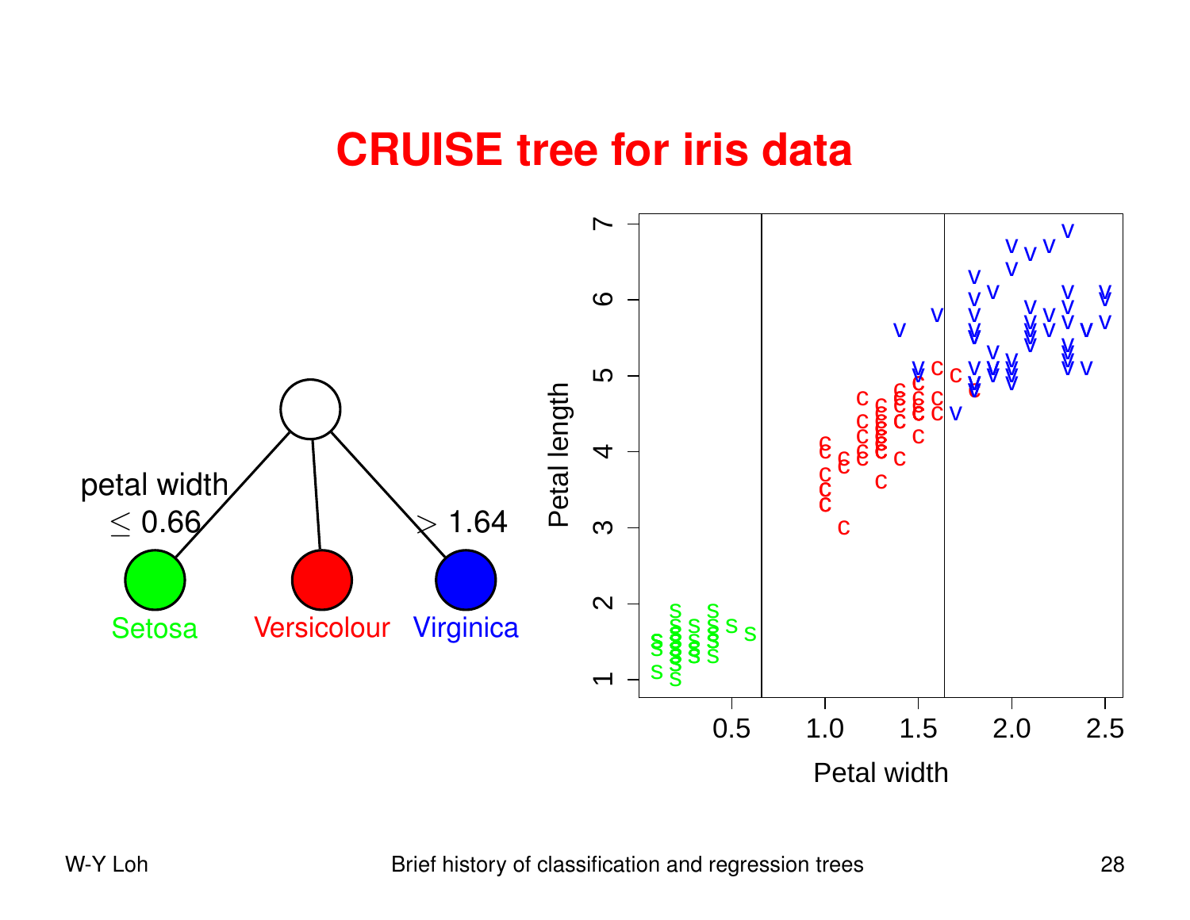# CRUISE tree for iris data

petal width $\leq 0.66$

$> 1.64$

Setosa

Versicolour

Virginica

Petal length

Petal width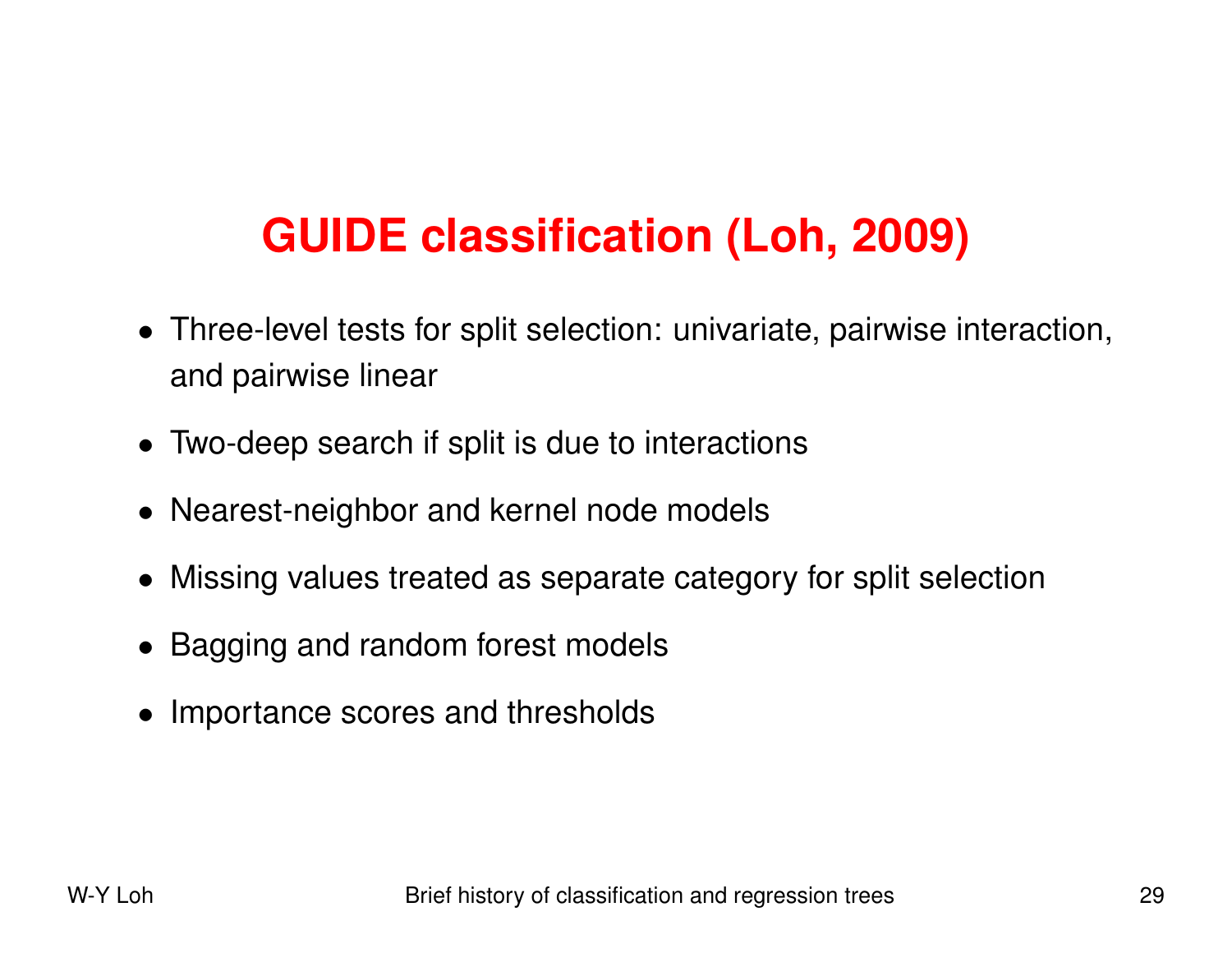# GUIDE classification (Loh, 2009)

- Three-level tests for split selection: univariate, pairwise interaction, and pairwise linear
- Two-deep search if split is due to interactions
- Nearest-neighbor and kernel node models
- Missing values treated as separate category for split selection
- Bagging and random forest models
- Importance scores and thresholds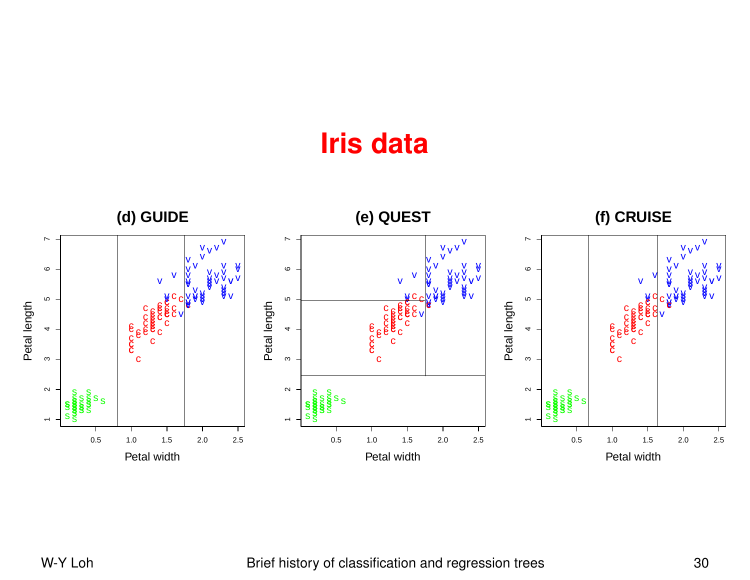# Iris data

**(d) GUIDE**

**(e) QUEST**

**(f) CRUISE**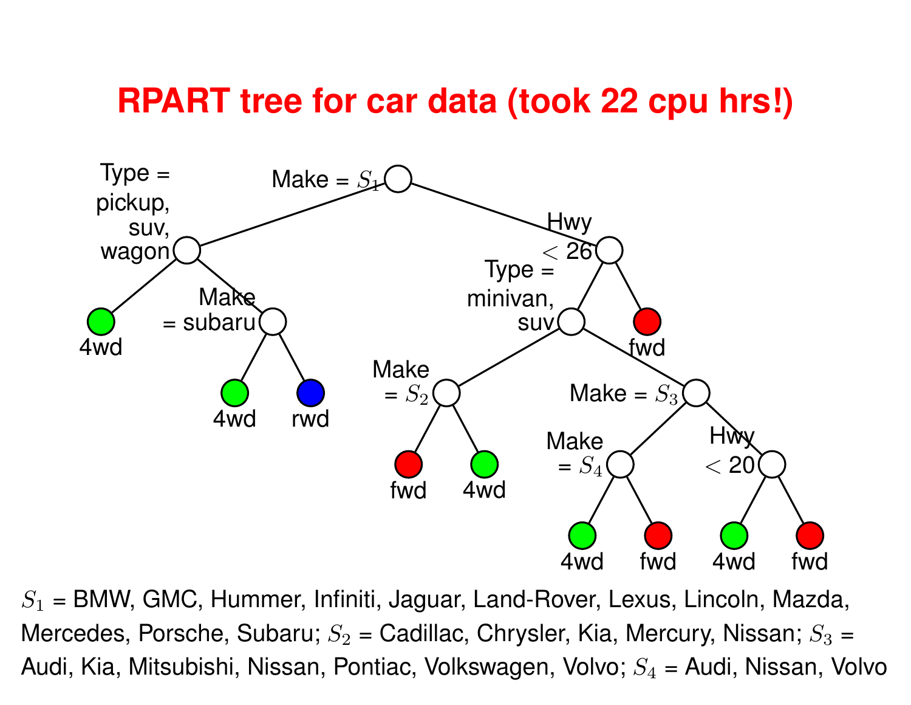# RPART tree for car data (took 22 cpu hrs!)

Make = $S_1$

Type = pickup, suv, wagon

Hwy $< 26$

4wd

Make = subaru

4wd

rwd

Type = minivan, suv

fwd

Make = $S_2$

fwd

4wd

Make = $S_3$

Make = $S_4$

4wd

fwd

Hwy $< 20$

4wd

fwd

$S_1$ = BMW, GMC, Hummer, Infiniti, Jaguar, Land-Rover, Lexus, Lincoln, Mazda, Mercedes, Porsche, Subaru; $S_2$ = Cadillac, Chrysler, Kia, Mercury, Nissan; $S_3$ = Audi, Kia, Mitsubishi, Nissan, Pontiac, Volkswagen, Volvo; $S_4$ = Audi, Nissan, Volvo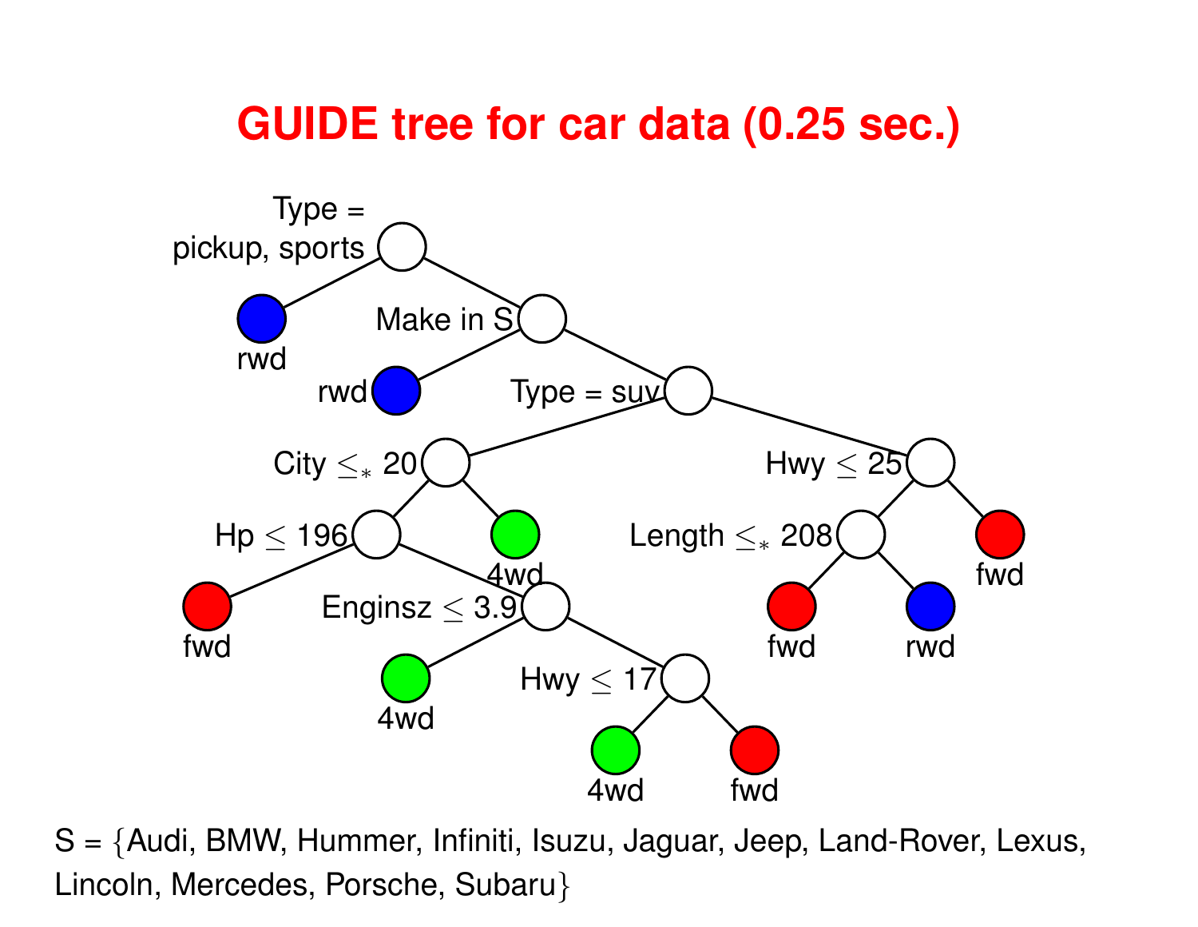# GUIDE tree for car data (0.25 sec.)

Type = pickup, sports

rwd

Make in S

rwd

Type = suv

City $\leq_*$ 20

Hwy $\leq$ 25

Hp $\leq$ 196

4wd

Length $\leq_*$ 208

fwd

fwd

Enginsz $\leq$ 3.9

fwd

rwd

4wd

Hwy $\leq$ 17

4wd

fwd

S = {Audi, BMW, Hummer, Infiniti, Isuzu, Jaguar, Jeep, Land-Rover, Lexus, Lincoln, Mercedes, Porsche, Subaru}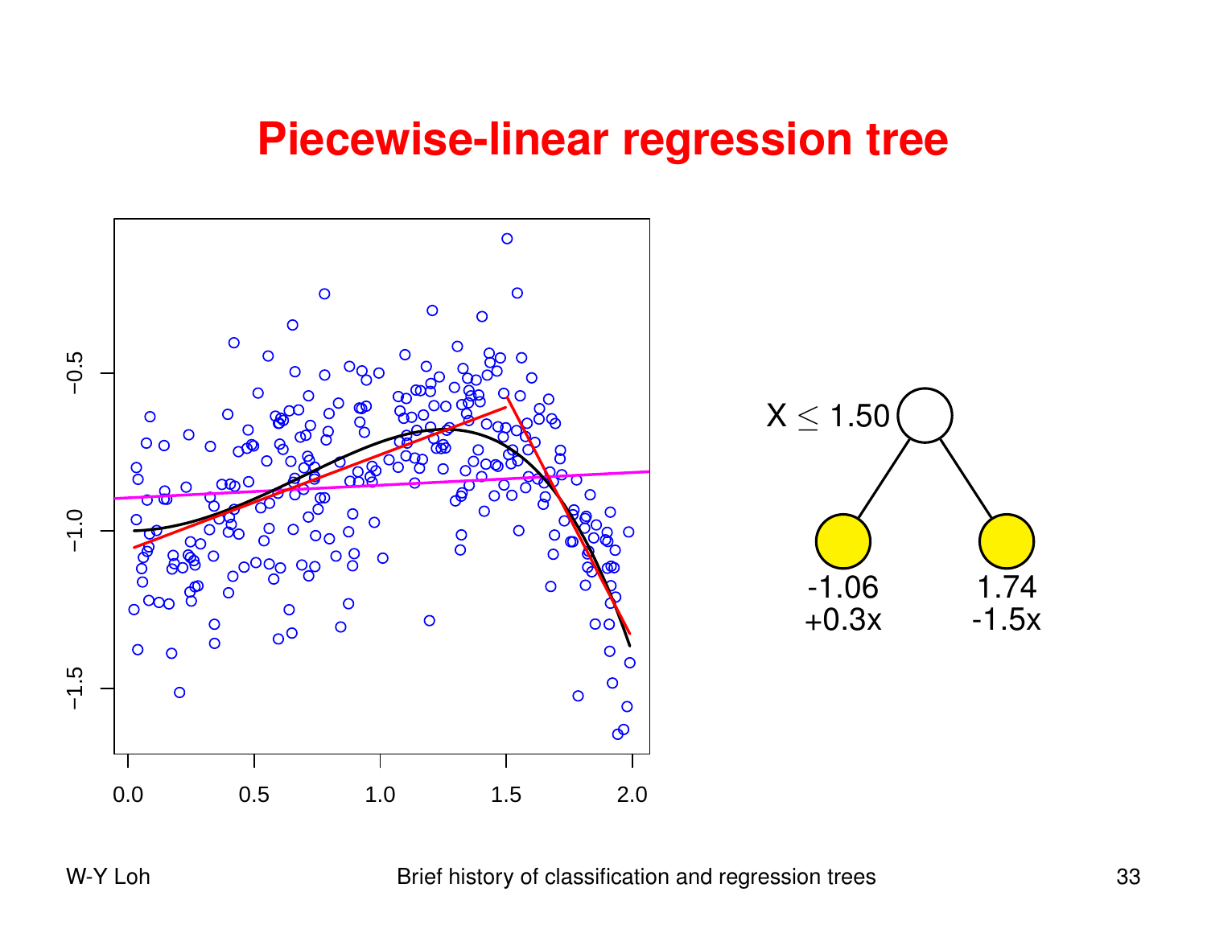# Piecewise-linear regression tree

X ≤ 1.50

-1.06
+0.3x

1.74
-1.5x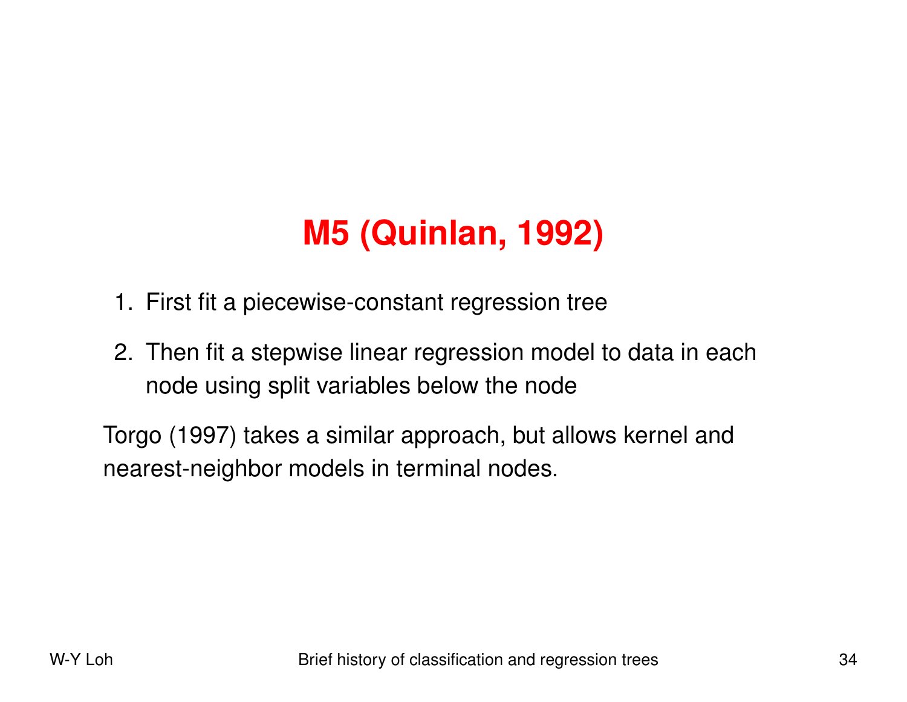# M5 (Quinlan, 1992)

1. First fit a piecewise-constant regression tree
2. Then fit a stepwise linear regression model to data in each node using split variables below the node

Torgo (1997) takes a similar approach, but allows kernel and nearest-neighbor models in terminal nodes.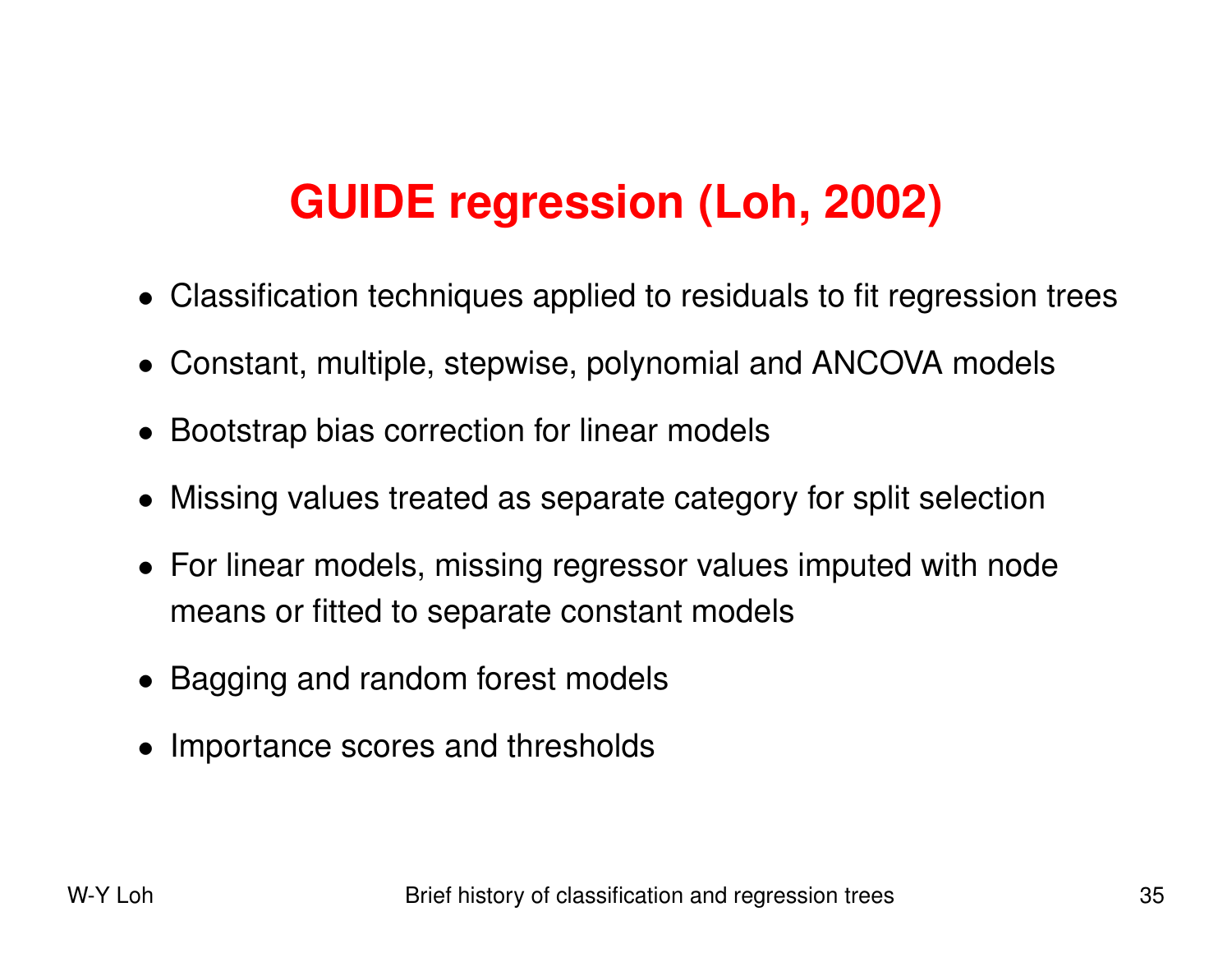# GUIDE regression (Loh, 2002)

- Classification techniques applied to residuals to fit regression trees
- Constant, multiple, stepwise, polynomial and ANCOVA models
- Bootstrap bias correction for linear models
- Missing values treated as separate category for split selection
- For linear models, missing regressor values imputed with node means or fitted to separate constant models
- Bagging and random forest models
- Importance scores and thresholds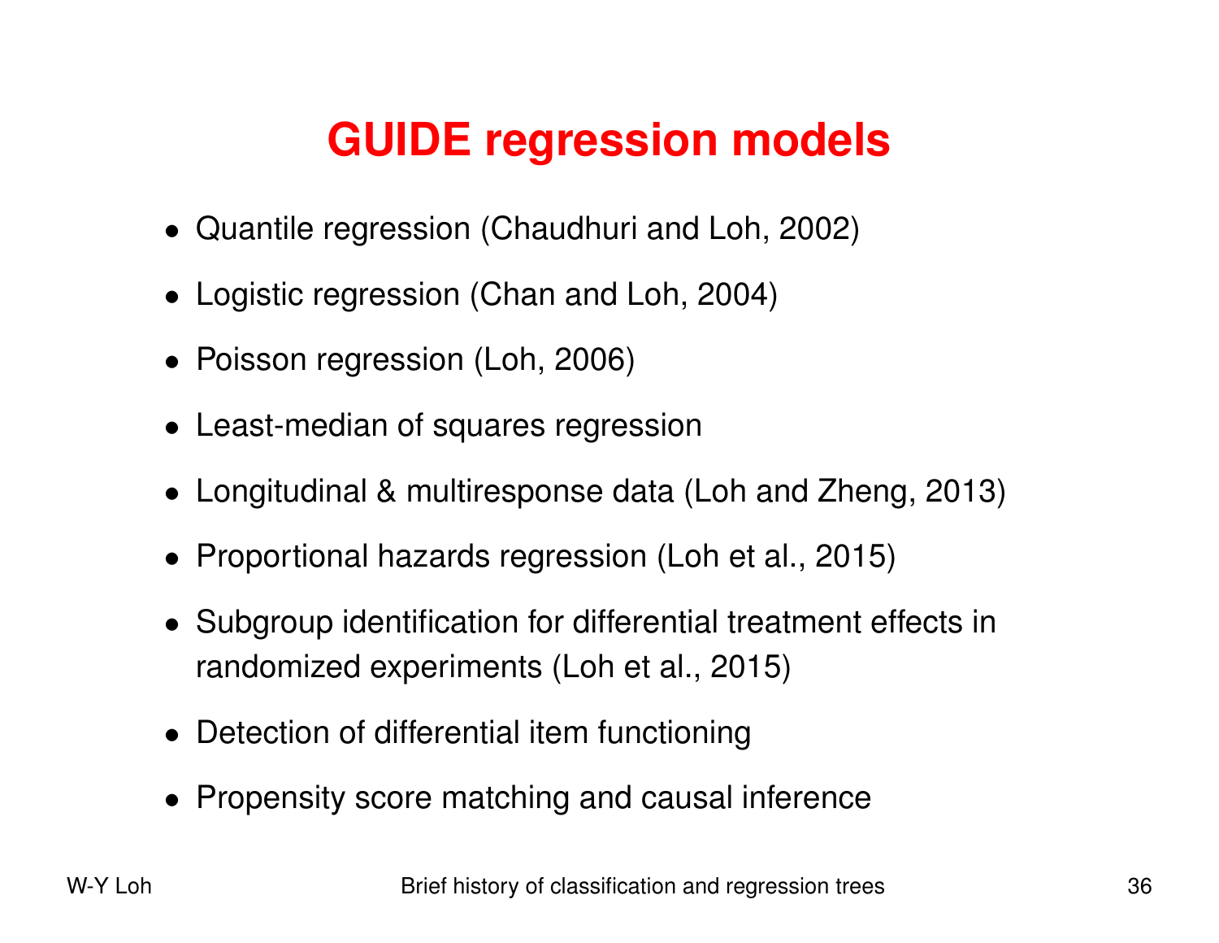# GUIDE regression models

- Quantile regression (Chaudhuri and Loh, 2002)
- Logistic regression (Chan and Loh, 2004)
- Poisson regression (Loh, 2006)
- Least-median of squares regression
- Longitudinal & multiresponse data (Loh and Zheng, 2013)
- Proportional hazards regression (Loh et al., 2015)
- Subgroup identification for differential treatment effects in randomized experiments (Loh et al., 2015)
- Detection of differential item functioning
- Propensity score matching and causal inference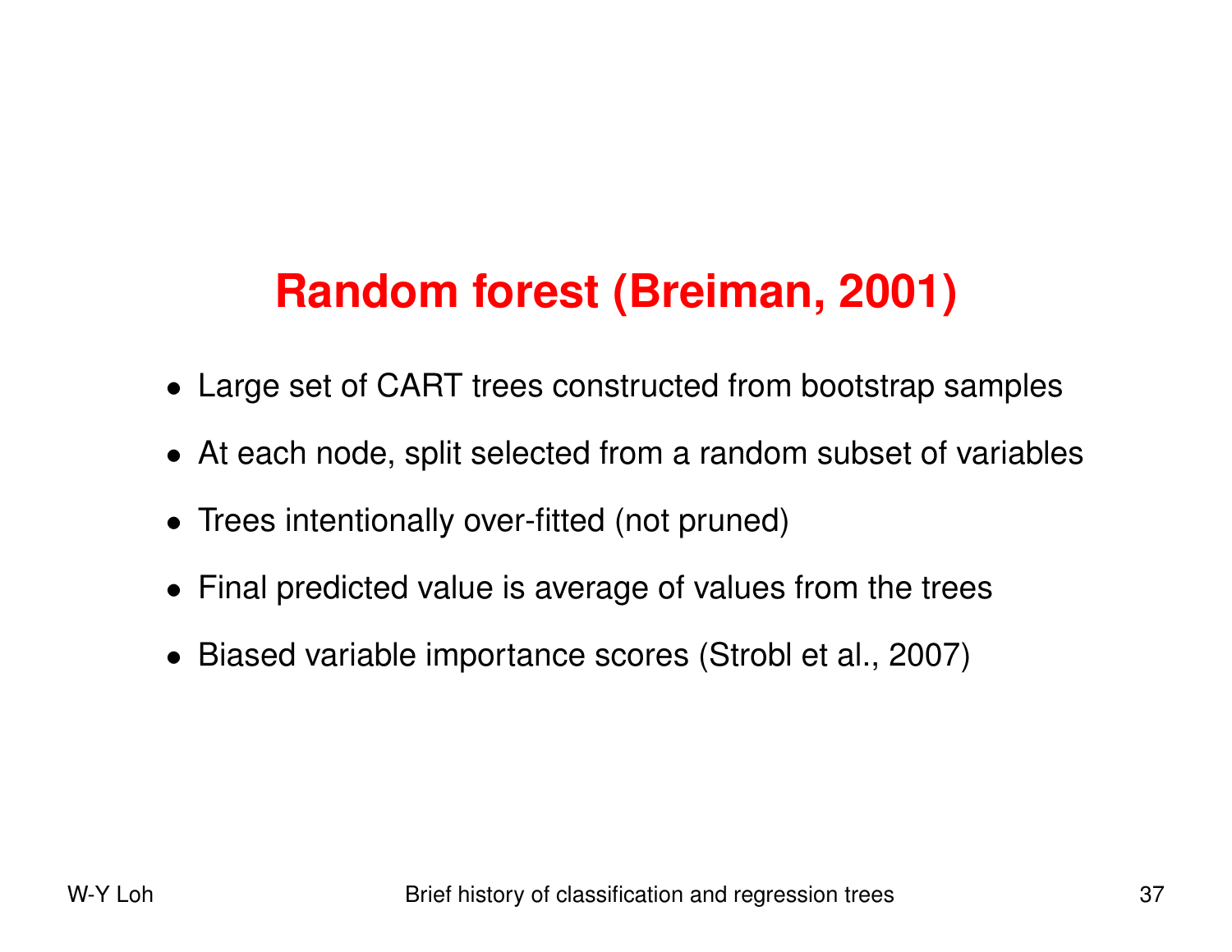# Random forest (Breiman, 2001)

- Large set of CART trees constructed from bootstrap samples
- At each node, split selected from a random subset of variables
- Trees intentionally over-fitted (not pruned)
- Final predicted value is average of values from the trees
- Biased variable importance scores (Strobl et al., 2007)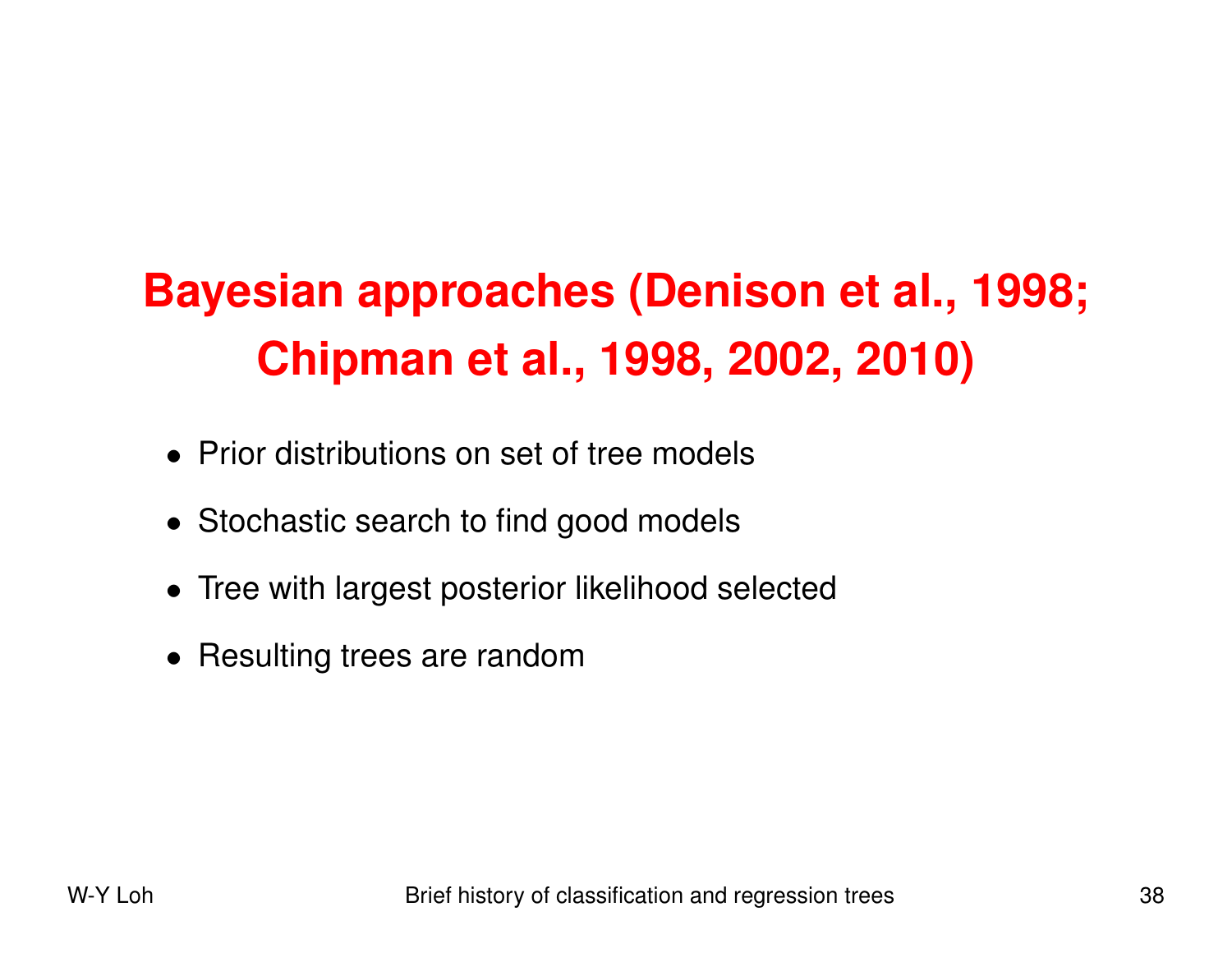## Bayesian approaches (Denison et al., 1998; Chipman et al., 1998, 2002, 2010)

- Prior distributions on set of tree models
- Stochastic search to find good models
- Tree with largest posterior likelihood selected
- Resulting trees are random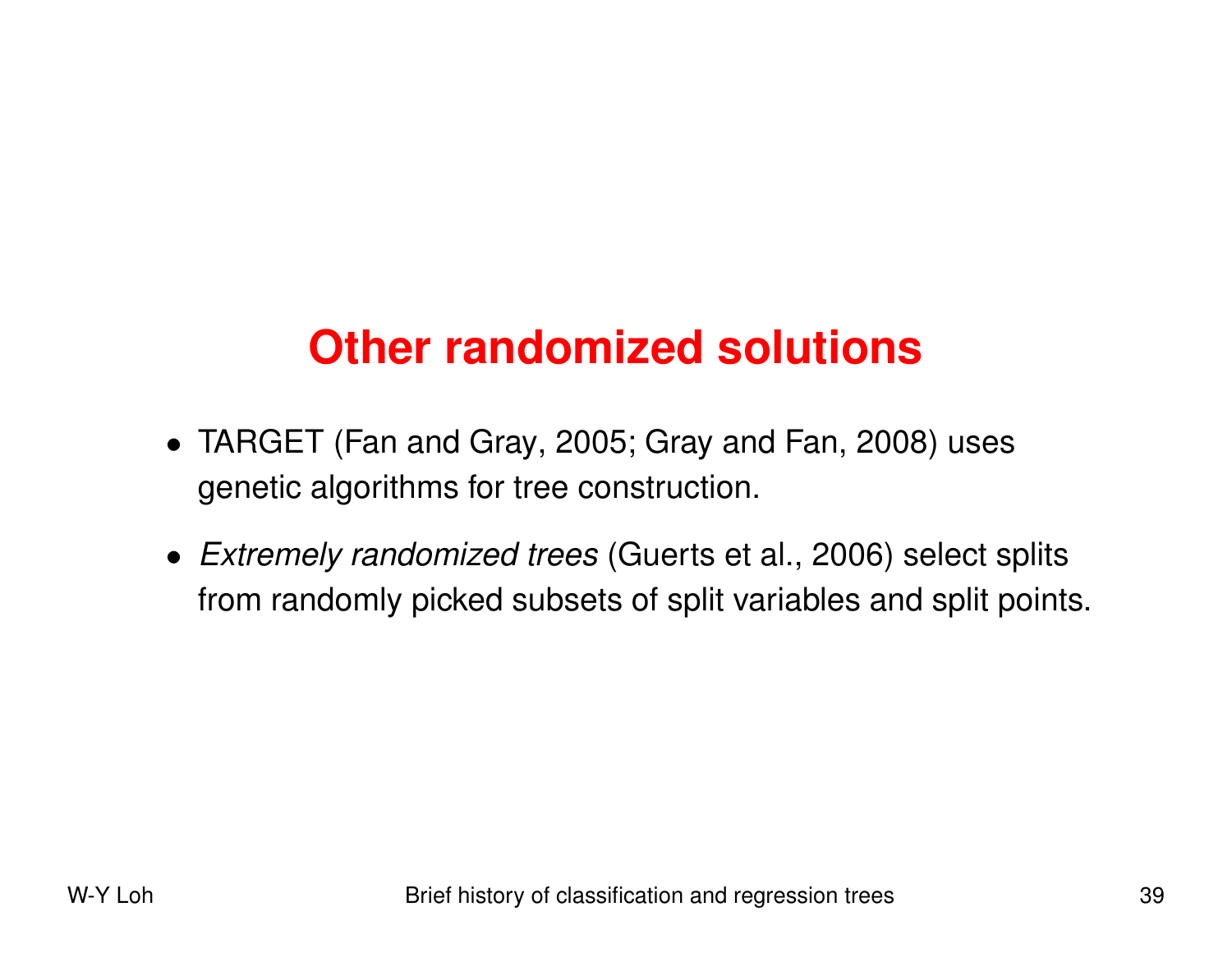# Other randomized solutions

- TARGET (Fan and Gray, 2005; Gray and Fan, 2008) uses genetic algorithms for tree construction.
- *Extremely randomized trees* (Guerts et al., 2006) select splits from randomly picked subsets of split variables and split points.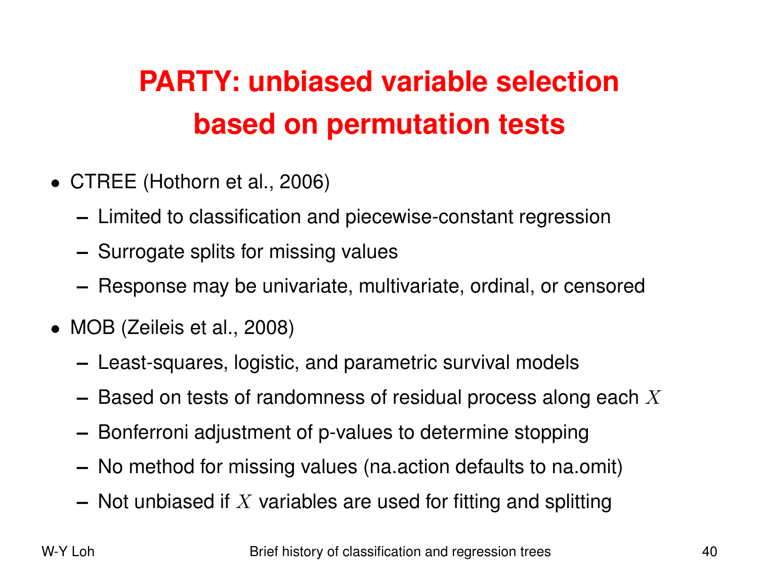# PARTY: unbiased variable selection based on permutation tests

- CTREE (Hothorn et al., 2006)
  - Limited to classification and piecewise-constant regression
  - Surrogate splits for missing values
  - Response may be univariate, multivariate, ordinal, or censored
- MOB (Zeileis et al., 2008)
  - Least-squares, logistic, and parametric survival models
  - Based on tests of randomness of residual process along each $X$
  - Bonferroni adjustment of p-values to determine stopping
  - No method for missing values (na.action defaults to na.omit)
  - Not unbiased if $X$ variables are used for fitting and splitting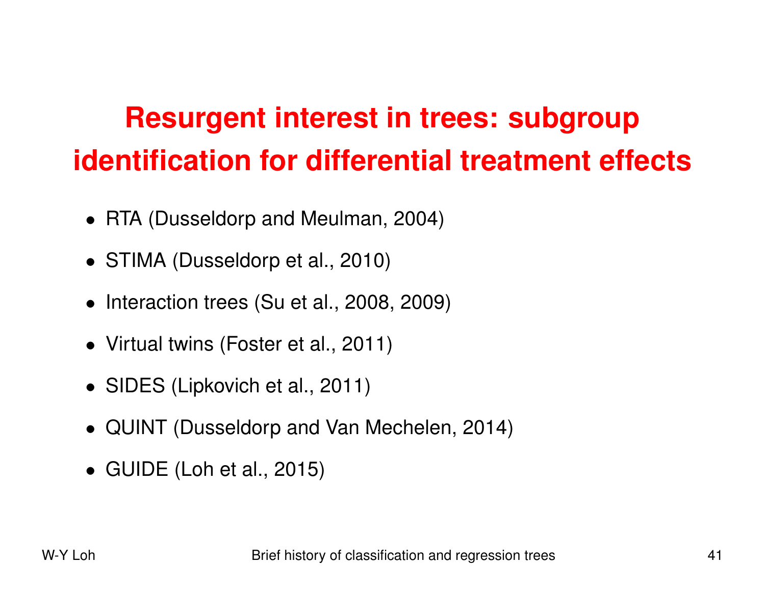# Resurgent interest in trees: subgroup identification for differential treatment effects

- RTA (Dusseldorp and Meulman, 2004)
- STIMA (Dusseldorp et al., 2010)
- Interaction trees (Su et al., 2008, 2009)
- Virtual twins (Foster et al., 2011)
- SIDES (Lipkovich et al., 2011)
- QUINT (Dusseldorp and Van Mechelen, 2014)
- GUIDE (Loh et al., 2015)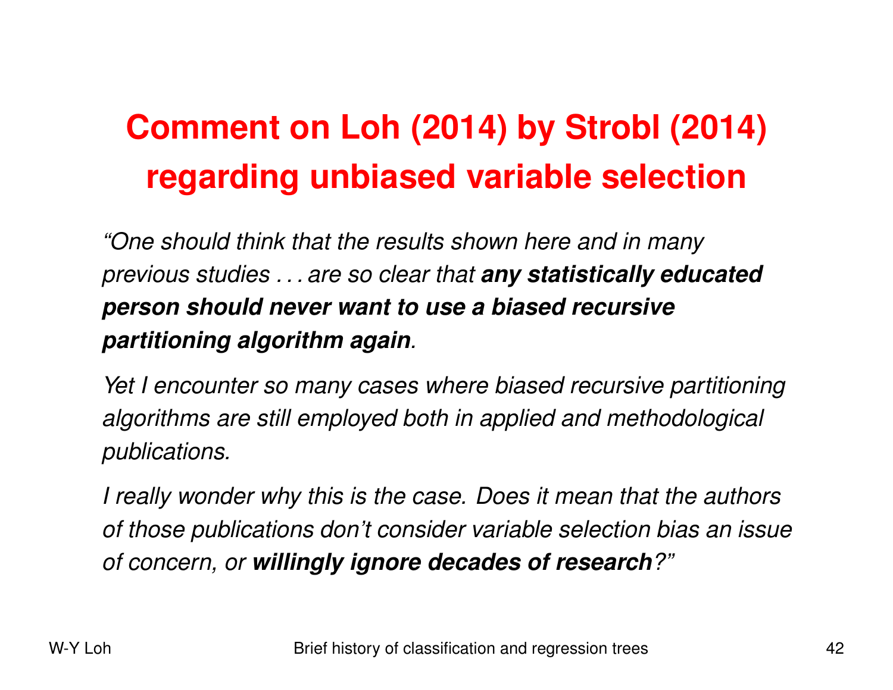# Comment on Loh (2014) by Strobl (2014) regarding unbiased variable selection

*"One should think that the results shown here and in many previous studies . . . are so clear that* ***any statistically educated person should never want to use a biased recursive partitioning algorithm again****.*

*Yet I encounter so many cases where biased recursive partitioning algorithms are still employed both in applied and methodological publications.*

*I really wonder why this is the case. Does it mean that the authors of those publications don't consider variable selection bias an issue of concern, or* ***willingly ignore decades of research****?"*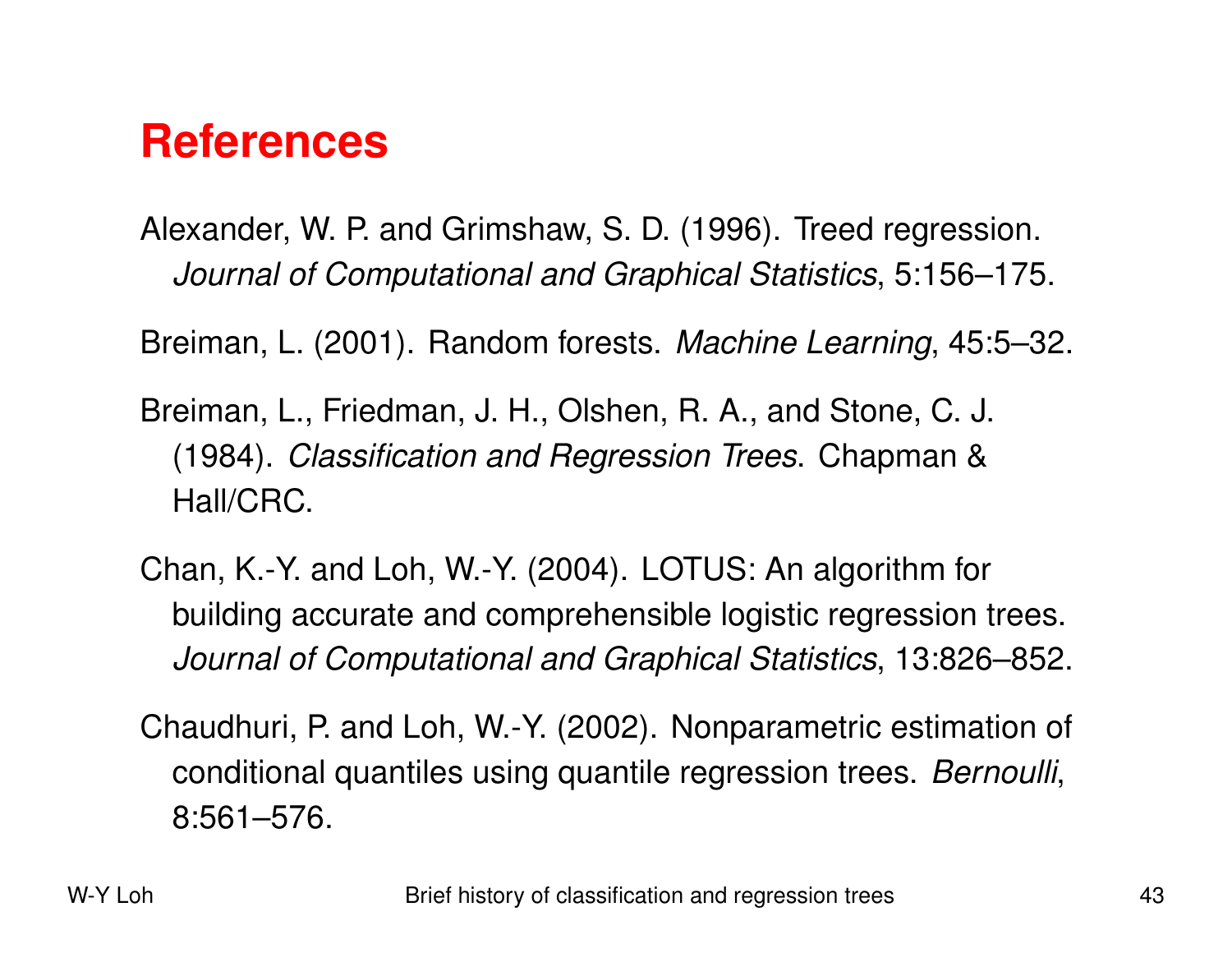# References

Alexander, W. P. and Grimshaw, S. D. (1996). Treed regression. *Journal of Computational and Graphical Statistics*, 5:156–175.

Breiman, L. (2001). Random forests. *Machine Learning*, 45:5–32.

Breiman, L., Friedman, J. H., Olshen, R. A., and Stone, C. J. (1984). *Classification and Regression Trees*. Chapman & Hall/CRC.

Chan, K.-Y. and Loh, W.-Y. (2004). LOTUS: An algorithm for building accurate and comprehensible logistic regression trees. *Journal of Computational and Graphical Statistics*, 13:826–852.

Chaudhuri, P. and Loh, W.-Y. (2002). Nonparametric estimation of conditional quantiles using quantile regression trees. *Bernoulli*, 8:561–576.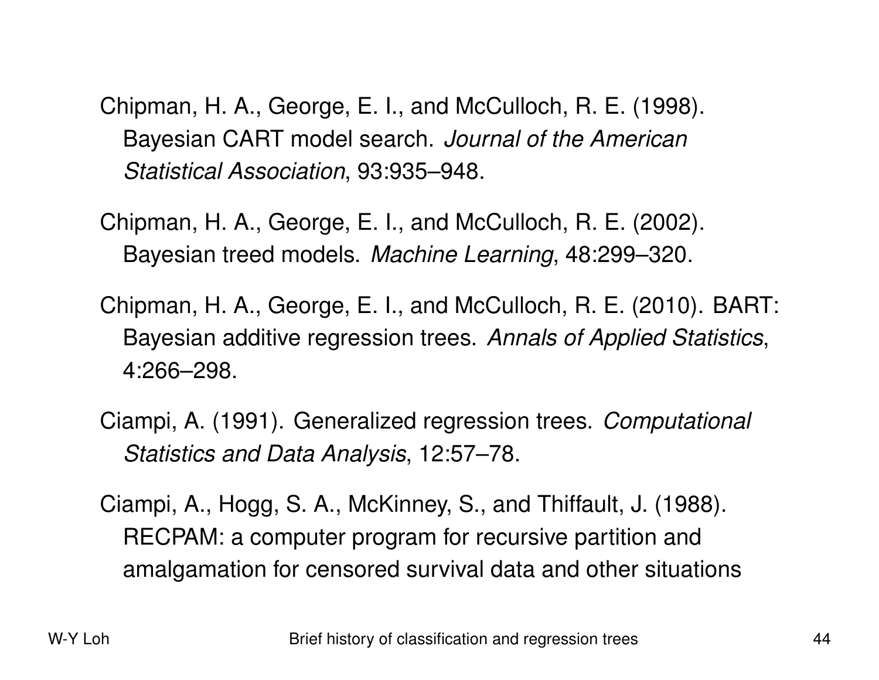Chipman, H. A., George, E. I., and McCulloch, R. E. (1998). Bayesian CART model search. *Journal of the American Statistical Association*, 93:935–948.

Chipman, H. A., George, E. I., and McCulloch, R. E. (2002). Bayesian treed models. *Machine Learning*, 48:299–320.

Chipman, H. A., George, E. I., and McCulloch, R. E. (2010). BART: Bayesian additive regression trees. *Annals of Applied Statistics*, 4:266–298.

Ciampi, A. (1991). Generalized regression trees. *Computational Statistics and Data Analysis*, 12:57–78.

Ciampi, A., Hogg, S. A., McKinney, S., and Thiffault, J. (1988). RECPAM: a computer program for recursive partition and amalgamation for censored survival data and other situations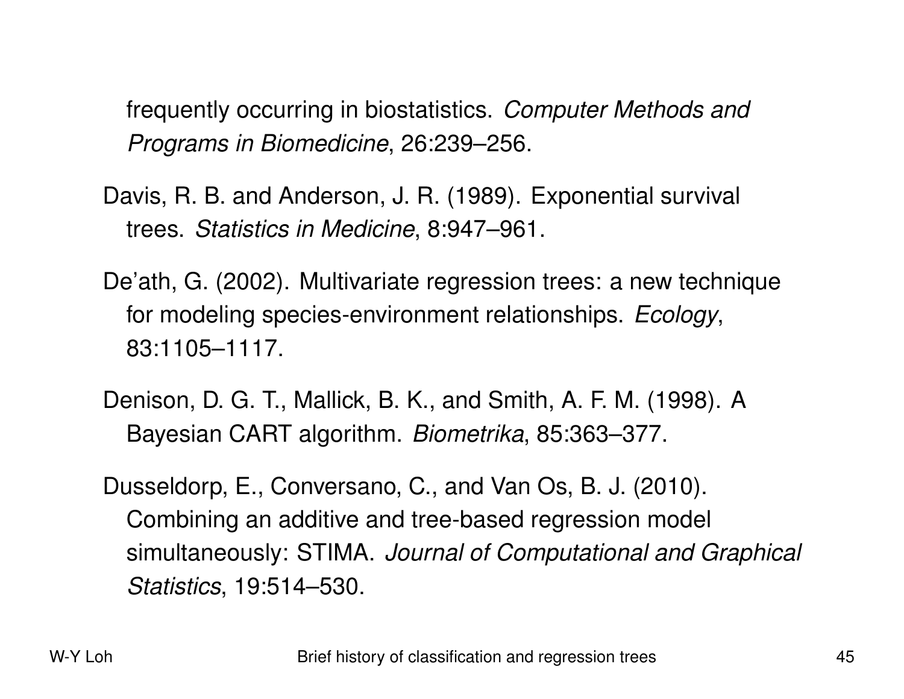frequently occurring in biostatistics. *Computer Methods and Programs in Biomedicine*, 26:239–256.

Davis, R. B. and Anderson, J. R. (1989). Exponential survival trees. *Statistics in Medicine*, 8:947–961.

De'ath, G. (2002). Multivariate regression trees: a new technique for modeling species-environment relationships. *Ecology*, 83:1105–1117.

Denison, D. G. T., Mallick, B. K., and Smith, A. F. M. (1998). A Bayesian CART algorithm. *Biometrika*, 85:363–377.

Dusseldorp, E., Conversano, C., and Van Os, B. J. (2010). Combining an additive and tree-based regression model simultaneously: STIMA. *Journal of Computational and Graphical Statistics*, 19:514–530.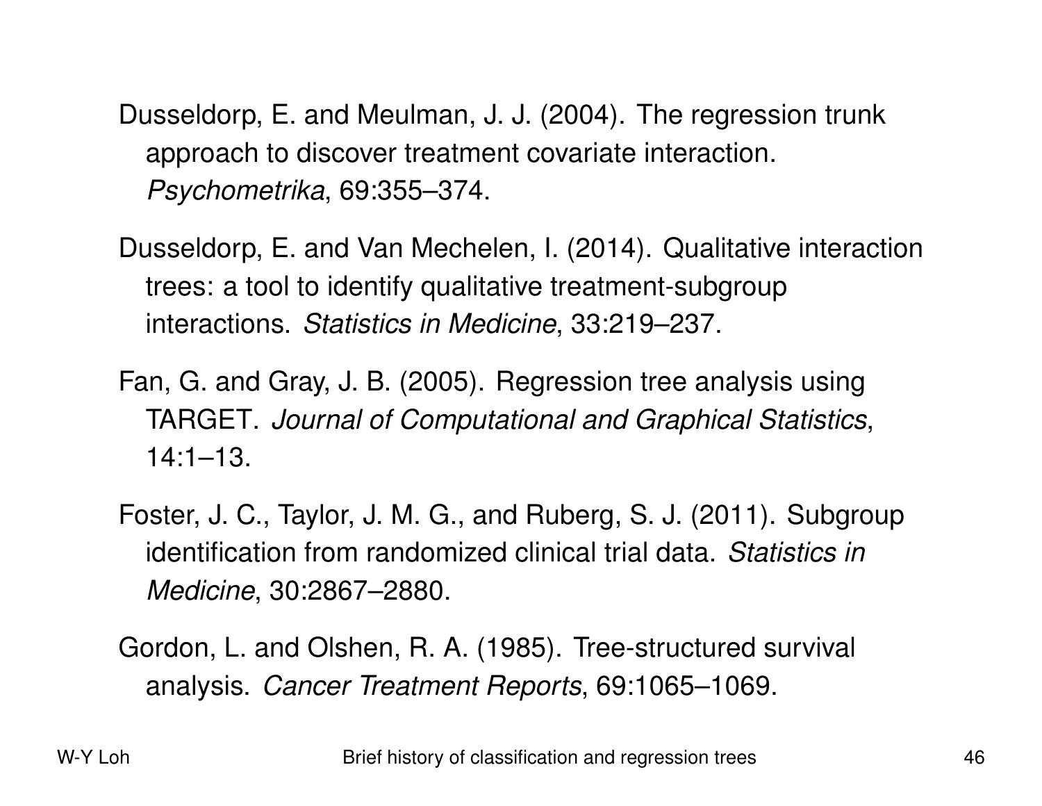Dusseldorp, E. and Meulman, J. J. (2004). The regression trunk approach to discover treatment covariate interaction. *Psychometrika*, 69:355–374.

Dusseldorp, E. and Van Mechelen, I. (2014). Qualitative interaction trees: a tool to identify qualitative treatment-subgroup interactions. *Statistics in Medicine*, 33:219–237.

Fan, G. and Gray, J. B. (2005). Regression tree analysis using TARGET. *Journal of Computational and Graphical Statistics*, 14:1–13.

Foster, J. C., Taylor, J. M. G., and Ruberg, S. J. (2011). Subgroup identification from randomized clinical trial data. *Statistics in Medicine*, 30:2867–2880.

Gordon, L. and Olshen, R. A. (1985). Tree-structured survival analysis. *Cancer Treatment Reports*, 69:1065–1069.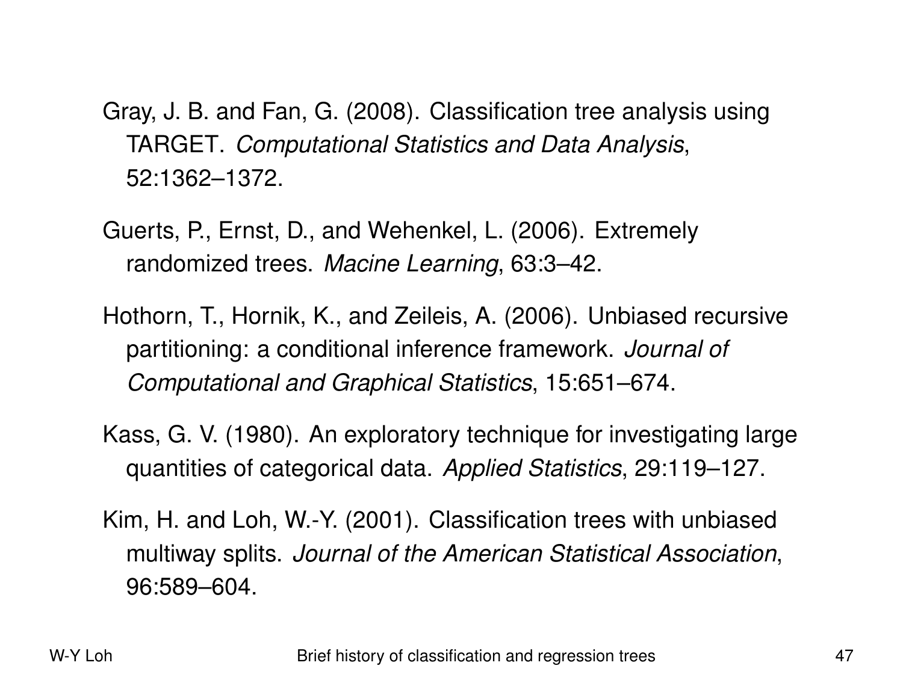Gray, J. B. and Fan, G. (2008). Classification tree analysis using TARGET. *Computational Statistics and Data Analysis*, 52:1362–1372.

Guerts, P., Ernst, D., and Wehenkel, L. (2006). Extremely randomized trees. *Macine Learning*, 63:3–42.

Hothorn, T., Hornik, K., and Zeileis, A. (2006). Unbiased recursive partitioning: a conditional inference framework. *Journal of Computational and Graphical Statistics*, 15:651–674.

Kass, G. V. (1980). An exploratory technique for investigating large quantities of categorical data. *Applied Statistics*, 29:119–127.

Kim, H. and Loh, W.-Y. (2001). Classification trees with unbiased multiway splits. *Journal of the American Statistical Association*, 96:589–604.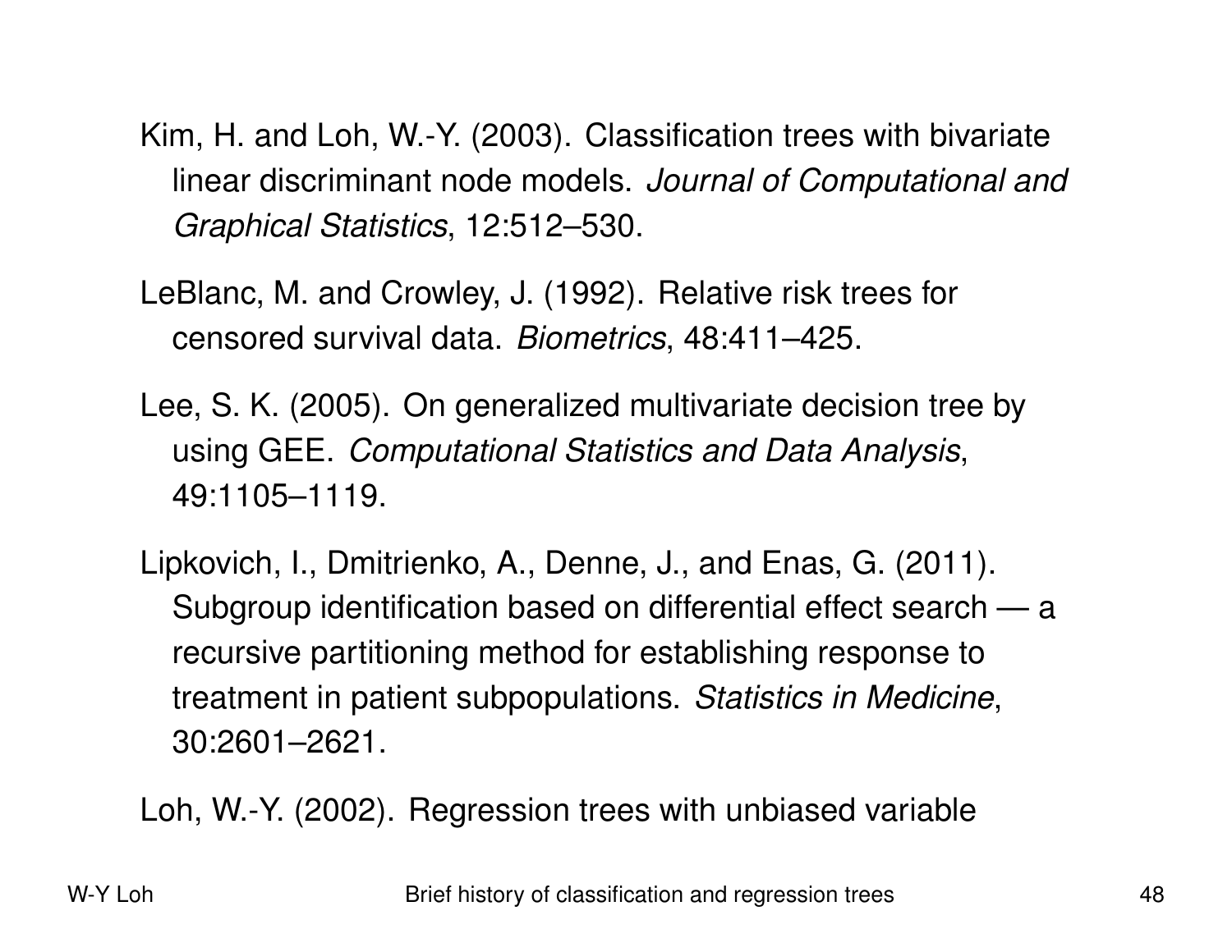Kim, H. and Loh, W.-Y. (2003). Classification trees with bivariate linear discriminant node models. *Journal of Computational and Graphical Statistics*, 12:512–530.

LeBlanc, M. and Crowley, J. (1992). Relative risk trees for censored survival data. *Biometrics*, 48:411–425.

Lee, S. K. (2005). On generalized multivariate decision tree by using GEE. *Computational Statistics and Data Analysis*, 49:1105–1119.

Lipkovich, I., Dmitrienko, A., Denne, J., and Enas, G. (2011). Subgroup identification based on differential effect search — a recursive partitioning method for establishing response to treatment in patient subpopulations. *Statistics in Medicine*, 30:2601–2621.

Loh, W.-Y. (2002). Regression trees with unbiased variable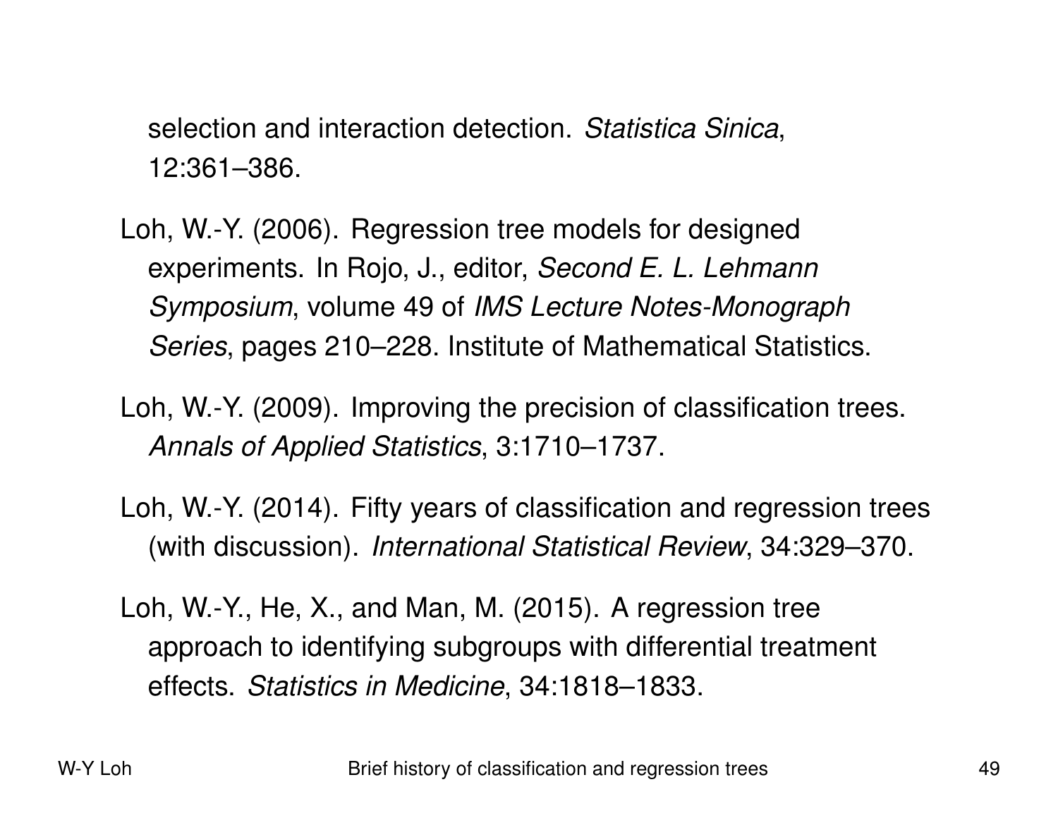selection and interaction detection. *Statistica Sinica*, 12:361–386.

Loh, W.-Y. (2006). Regression tree models for designed experiments. In Rojo, J., editor, *Second E. L. Lehmann Symposium*, volume 49 of *IMS Lecture Notes-Monograph Series*, pages 210–228. Institute of Mathematical Statistics.

Loh, W.-Y. (2009). Improving the precision of classification trees. *Annals of Applied Statistics*, 3:1710–1737.

Loh, W.-Y. (2014). Fifty years of classification and regression trees (with discussion). *International Statistical Review*, 34:329–370.

Loh, W.-Y., He, X., and Man, M. (2015). A regression tree approach to identifying subgroups with differential treatment effects. *Statistics in Medicine*, 34:1818–1833.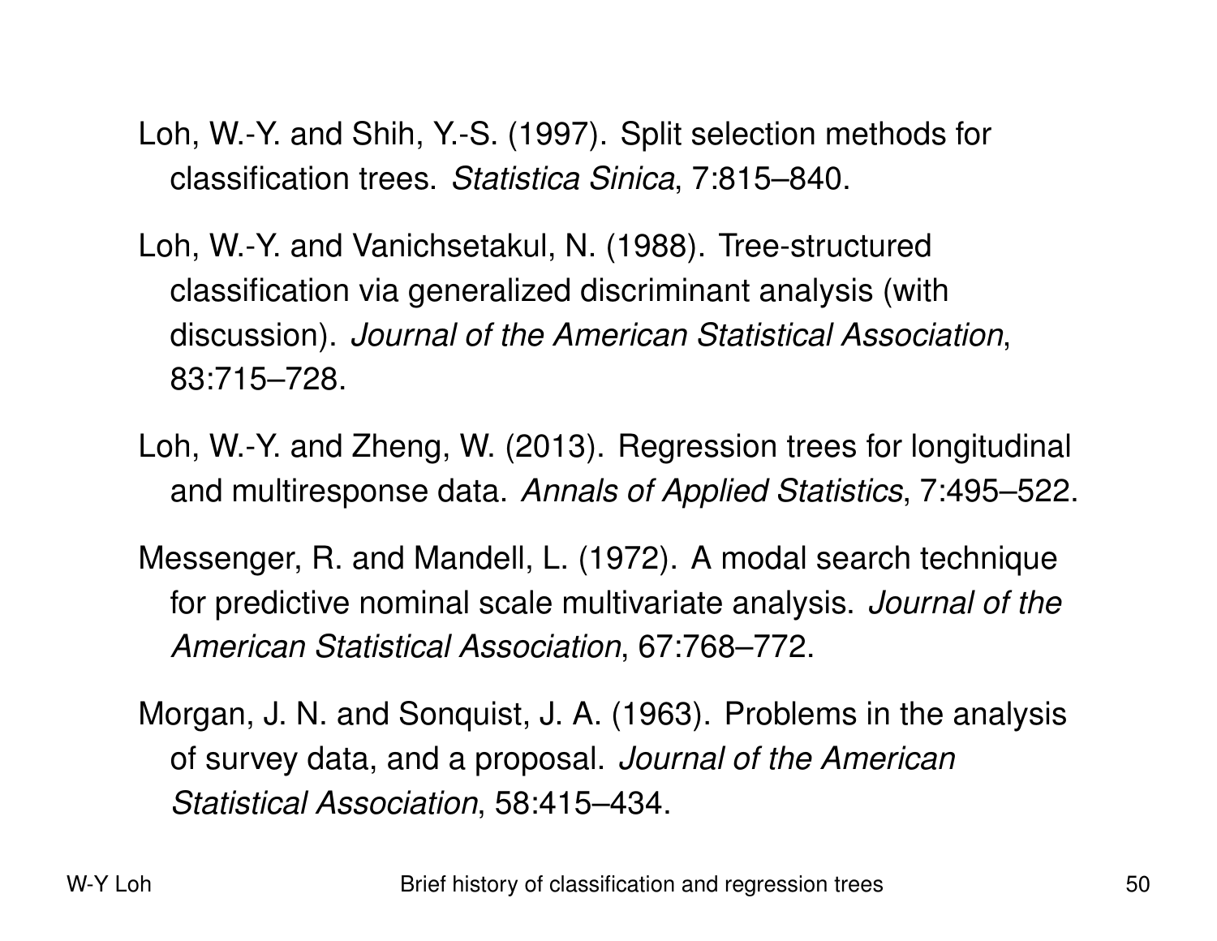Loh, W.-Y. and Shih, Y.-S. (1997). Split selection methods for classification trees. *Statistica Sinica*, 7:815–840.

Loh, W.-Y. and Vanichsetakul, N. (1988). Tree-structured classification via generalized discriminant analysis (with discussion). *Journal of the American Statistical Association*, 83:715–728.

Loh, W.-Y. and Zheng, W. (2013). Regression trees for longitudinal and multiresponse data. *Annals of Applied Statistics*, 7:495–522.

Messenger, R. and Mandell, L. (1972). A modal search technique for predictive nominal scale multivariate analysis. *Journal of the American Statistical Association*, 67:768–772.

Morgan, J. N. and Sonquist, J. A. (1963). Problems in the analysis of survey data, and a proposal. *Journal of the American Statistical Association*, 58:415–434.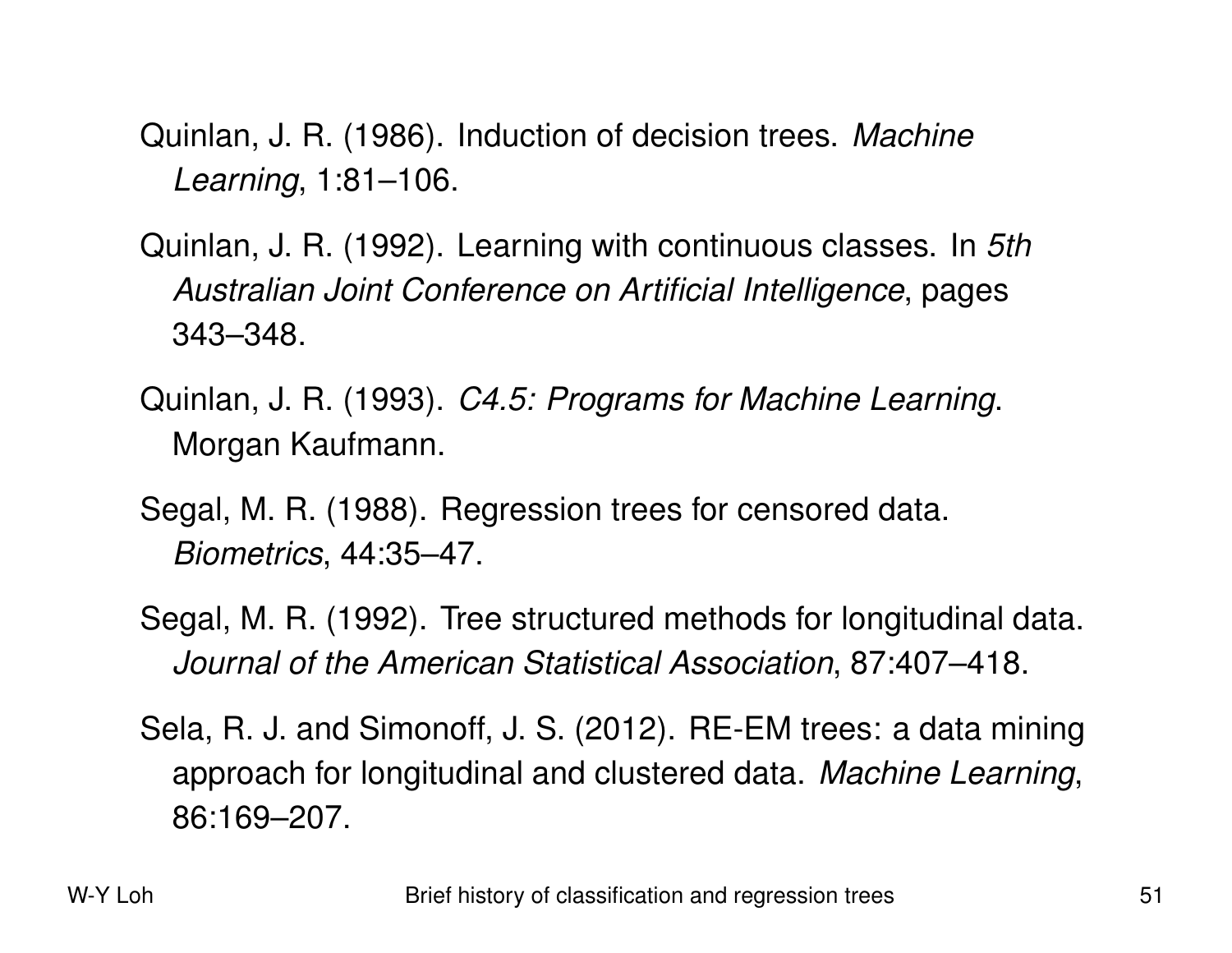Quinlan, J. R. (1986). Induction of decision trees. *Machine Learning*, 1:81–106.

Quinlan, J. R. (1992). Learning with continuous classes. In *5th Australian Joint Conference on Artificial Intelligence*, pages 343–348.

Quinlan, J. R. (1993). *C4.5: Programs for Machine Learning*. Morgan Kaufmann.

Segal, M. R. (1988). Regression trees for censored data. *Biometrics*, 44:35–47.

Segal, M. R. (1992). Tree structured methods for longitudinal data. *Journal of the American Statistical Association*, 87:407–418.

Sela, R. J. and Simonoff, J. S. (2012). RE-EM trees: a data mining approach for longitudinal and clustered data. *Machine Learning*, 86:169–207.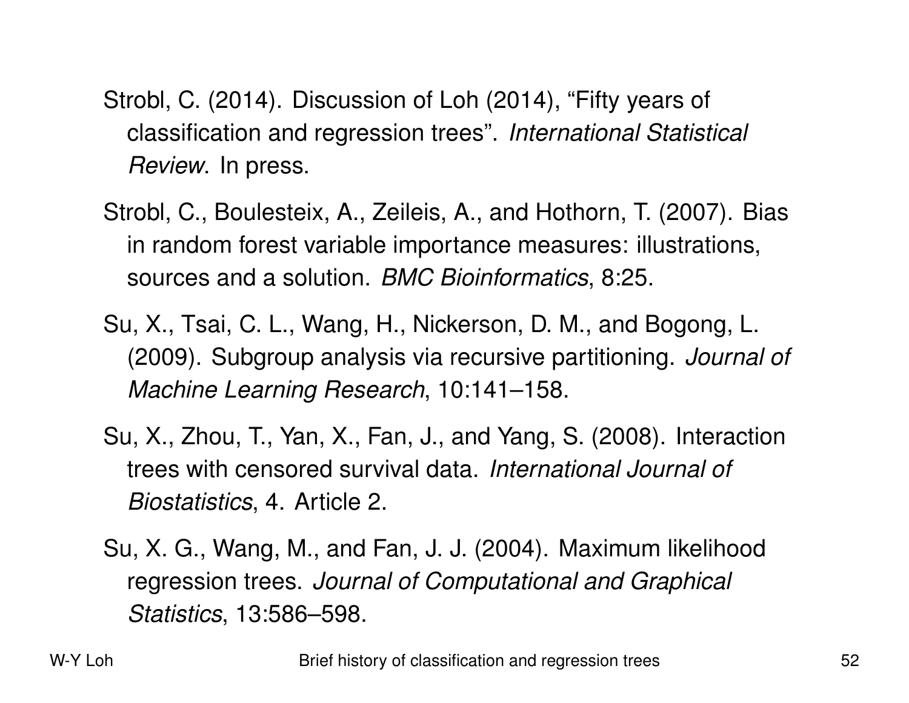Strobl, C. (2014). Discussion of Loh (2014), “Fifty years of classification and regression trees”. *International Statistical Review*. In press.

Strobl, C., Boulesteix, A., Zeileis, A., and Hothorn, T. (2007). Bias in random forest variable importance measures: illustrations, sources and a solution. *BMC Bioinformatics*, 8:25.

Su, X., Tsai, C. L., Wang, H., Nickerson, D. M., and Bogong, L. (2009). Subgroup analysis via recursive partitioning. *Journal of Machine Learning Research*, 10:141–158.

Su, X., Zhou, T., Yan, X., Fan, J., and Yang, S. (2008). Interaction trees with censored survival data. *International Journal of Biostatistics*, 4. Article 2.

Su, X. G., Wang, M., and Fan, J. J. (2004). Maximum likelihood regression trees. *Journal of Computational and Graphical Statistics*, 13:586–598.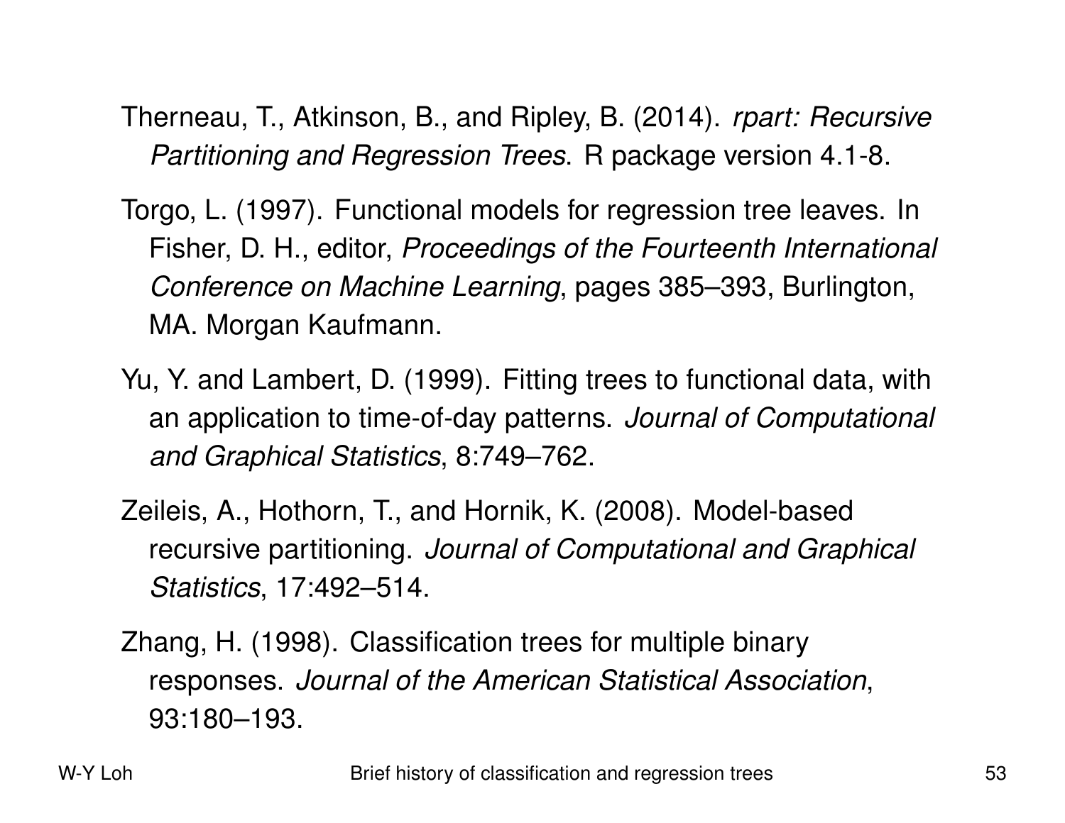Therneau, T., Atkinson, B., and Ripley, B. (2014). *rpart: Recursive Partitioning and Regression Trees*. R package version 4.1-8.

Torgo, L. (1997). Functional models for regression tree leaves. In Fisher, D. H., editor, *Proceedings of the Fourteenth International Conference on Machine Learning*, pages 385–393, Burlington, MA. Morgan Kaufmann.

Yu, Y. and Lambert, D. (1999). Fitting trees to functional data, with an application to time-of-day patterns. *Journal of Computational and Graphical Statistics*, 8:749–762.

Zeileis, A., Hothorn, T., and Hornik, K. (2008). Model-based recursive partitioning. *Journal of Computational and Graphical Statistics*, 17:492–514.

Zhang, H. (1998). Classification trees for multiple binary responses. *Journal of the American Statistical Association*, 93:180–193.